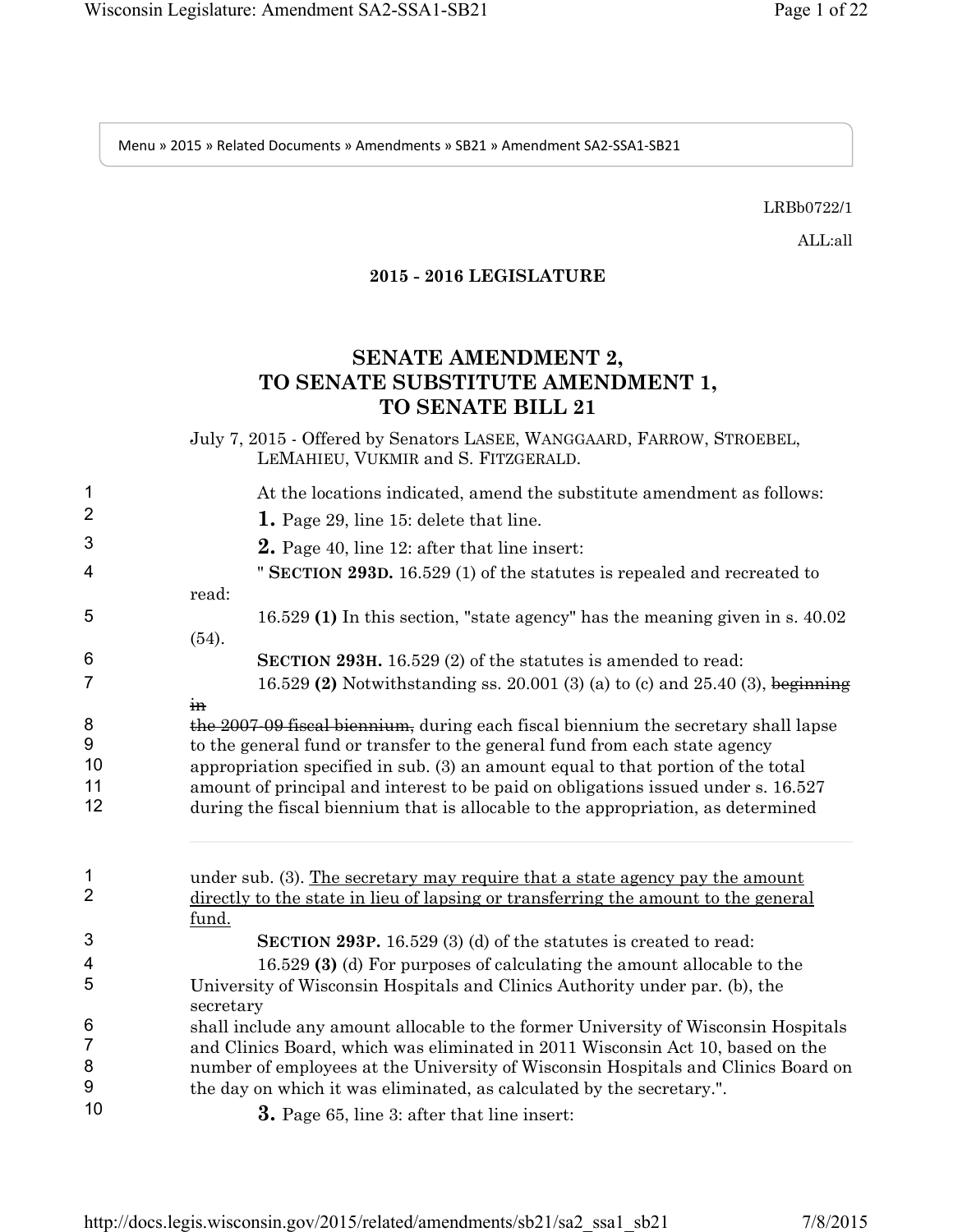Menu » 2015 » Related Documents » Amendments » SB21 » Amendment SA2-SSA1-SB21

LRBb0722/1

ALL:all

**2015 - 2016 LEGISLATURE**

## SENATE AMENDMENT 2, TO SENATE SUBSTITUTE AMENDMENT 1, TO SENATE BILL 21

July 7, 2015 - Offered by Senators LASEE, WANGGAARD, FARROW, STROEBEL, LEMAHIEU, VUKMIR and S. FITZGERALD.

1 At the locations indicated, amend the substitute amendment as follows:

2 **1.** Page 29, line 15: delete that line.

3 **2.** Page 40, line 12: after that line insert:

4 " **SECTION 293D.** 16.529 (1) of the statutes is repealed and recreated to read:

5 16.529 **(1)** In this section, "state agency" has the meaning given in s. 40.02 (54).

6 **SECTION 293H.** 16.529 (2) of the statutes is amended to read:

7 16.529 **(2)** Notwithstanding ss. 20.001 (3) (a) to (c) and 25.40 (3), ~~beginning in~~
8 ~~the 2007-09 fiscal biennium,~~ during each fiscal biennium the secretary shall lapse
9 to the general fund or transfer to the general fund from each state agency
10 appropriation specified in sub. (3) an amount equal to that portion of the total
11 amount of principal and interest to be paid on obligations issued under s. 16.527
12 during the fiscal biennium that is allocable to the appropriation, as determined

---

1 under sub. (3). <u>The secretary may require that a state agency pay the amount</u>
2 <u>directly to the state in lieu of lapsing or transferring the amount to the general fund.</u>

3 **SECTION 293P.** 16.529 (3) (d) of the statutes is created to read:

4 16.529 **(3)** (d) For purposes of calculating the amount allocable to the
5 University of Wisconsin Hospitals and Clinics Authority under par. (b), the secretary
6 shall include any amount allocable to the former University of Wisconsin Hospitals
7 and Clinics Board, which was eliminated in 2011 Wisconsin Act 10, based on the
8 number of employees at the University of Wisconsin Hospitals and Clinics Board on
9 the day on which it was eliminated, as calculated by the secretary.".

10 **3.** Page 65, line 3: after that line insert: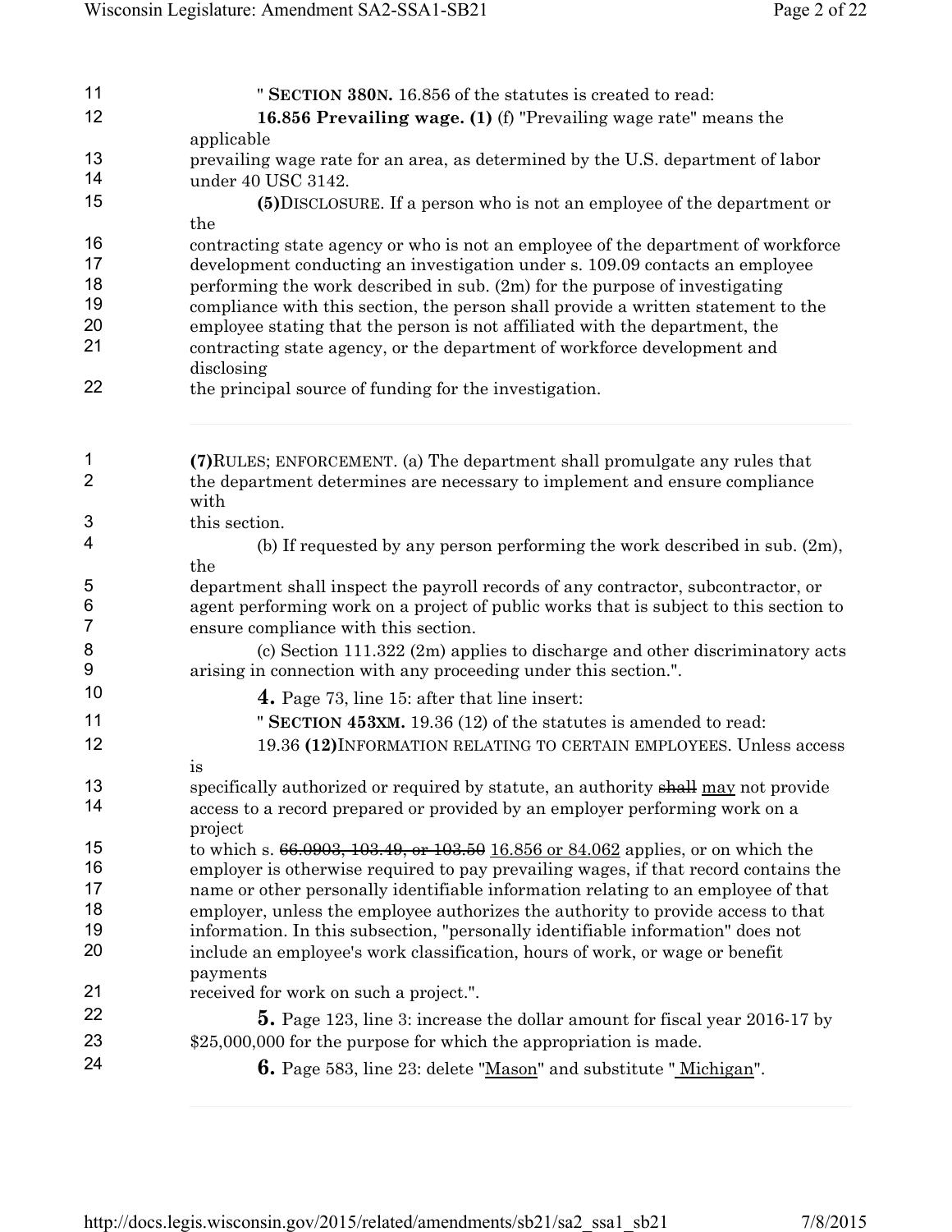" **SECTION 380N.** 16.856 of the statutes is created to read:

**16.856 Prevailing wage. (1)** (f) "Prevailing wage rate" means the applicable prevailing wage rate for an area, as determined by the U.S. department of labor under 40 USC 3142.

**(5)** DISCLOSURE. If a person who is not an employee of the department or the contracting state agency or who is not an employee of the department of workforce development conducting an investigation under s. 109.09 contacts an employee performing the work described in sub. (2m) for the purpose of investigating compliance with this section, the person shall provide a written statement to the employee stating that the person is not affiliated with the department, the contracting state agency, or the department of workforce development and disclosing the principal source of funding for the investigation.

**(7)** RULES; ENFORCEMENT. (a) The department shall promulgate any rules that the department determines are necessary to implement and ensure compliance with this section.

(b) If requested by any person performing the work described in sub. (2m), the department shall inspect the payroll records of any contractor, subcontractor, or agent performing work on a project of public works that is subject to this section to ensure compliance with this section.

(c) Section 111.322 (2m) applies to discharge and other discriminatory acts arising in connection with any proceeding under this section.".

**4.** Page 73, line 15: after that line insert:

" **SECTION 453XM.** 19.36 (12) of the statutes is amended to read:

19.36 **(12)** INFORMATION RELATING TO CERTAIN EMPLOYEES. Unless access is specifically authorized or required by statute, an authority ~~shall~~ may not provide access to a record prepared or provided by an employer performing work on a project to which s. ~~66.0903, 103.49, or 103.50~~ 16.856 or 84.062 applies, or on which the employer is otherwise required to pay prevailing wages, if that record contains the name or other personally identifiable information relating to an employee of that employer, unless the employee authorizes the authority to provide access to that information. In this subsection, "personally identifiable information" does not include an employee's work classification, hours of work, or wage or benefit payments received for work on such a project.".

**5.** Page 123, line 3: increase the dollar amount for fiscal year 2016-17 by $25,000,000 for the purpose for which the appropriation is made.

**6.** Page 583, line 23: delete "Mason" and substitute " Michigan".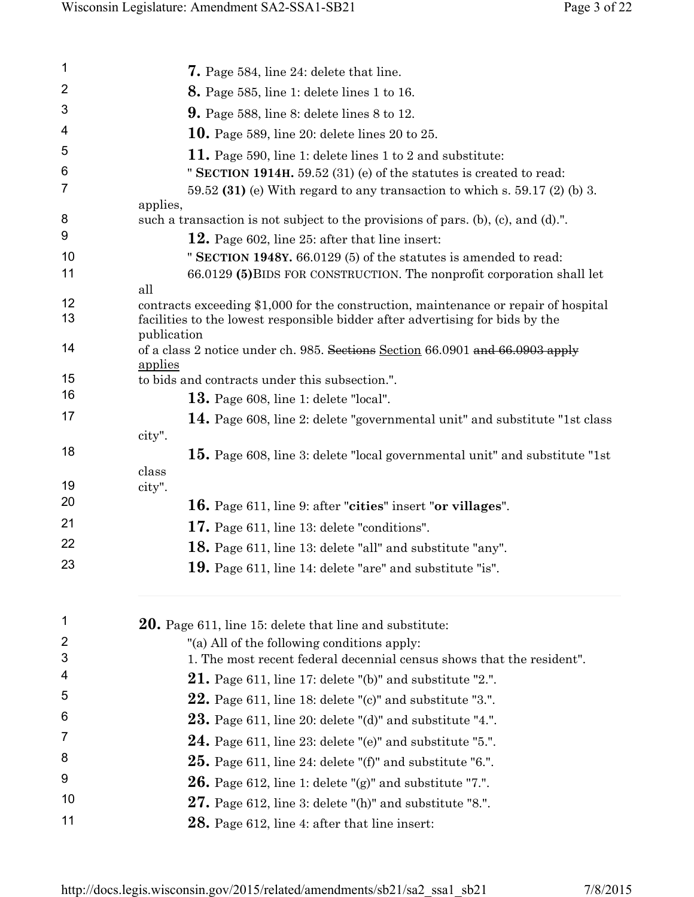**7.** Page 584, line 24: delete that line.

**8.** Page 585, line 1: delete lines 1 to 16.

**9.** Page 588, line 8: delete lines 8 to 12.

**10.** Page 589, line 20: delete lines 20 to 25.

**11.** Page 590, line 1: delete lines 1 to 2 and substitute:

" **SECTION 1914H.** 59.52 (31) (e) of the statutes is created to read:

59.52 **(31)** (e) With regard to any transaction to which s. 59.17 (2) (b) 3. applies, such a transaction is not subject to the provisions of pars. (b), (c), and (d).".

**12.** Page 602, line 25: after that line insert:

" **SECTION 1948Y.** 66.0129 (5) of the statutes is amended to read:

66.0129 **(5)** BIDS FOR CONSTRUCTION. The nonprofit corporation shall let all contracts exceeding $1,000 for the construction, maintenance or repair of hospital facilities to the lowest responsible bidder after advertising for bids by the publication of a class 2 notice under ch. 985. ~~Sections~~ Section 66.0901 ~~and 66.0903 apply~~ applies to bids and contracts under this subsection.".

**13.** Page 608, line 1: delete "local".

**14.** Page 608, line 2: delete "governmental unit" and substitute "1st class city".

**15.** Page 608, line 3: delete "local governmental unit" and substitute "1st class city".

**16.** Page 611, line 9: after "**cities**" insert "**or villages**".

**17.** Page 611, line 13: delete "conditions".

**18.** Page 611, line 13: delete "all" and substitute "any".

**19.** Page 611, line 14: delete "are" and substitute "is".

**20.** Page 611, line 15: delete that line and substitute:

"(a) All of the following conditions apply:

1. The most recent federal decennial census shows that the resident".

**21.** Page 611, line 17: delete "(b)" and substitute "2.".

**22.** Page 611, line 18: delete "(c)" and substitute "3.".

**23.** Page 611, line 20: delete "(d)" and substitute "4.".

**24.** Page 611, line 23: delete "(e)" and substitute "5.".

**25.** Page 611, line 24: delete "(f)" and substitute "6.".

**26.** Page 612, line 1: delete "(g)" and substitute "7.".

**27.** Page 612, line 3: delete "(h)" and substitute "8.".

**28.** Page 612, line 4: after that line insert: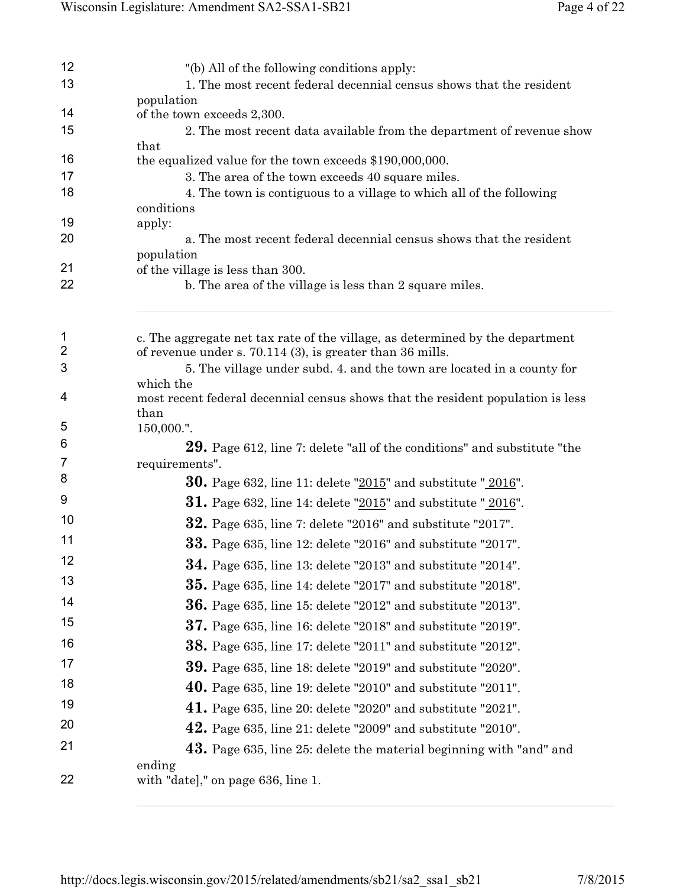"(b) All of the following conditions apply:

1. The most recent federal decennial census shows that the resident population of the town exceeds 2,300.

2. The most recent data available from the department of revenue show that the equalized value for the town exceeds $190,000,000.

3. The area of the town exceeds 40 square miles.

4. The town is contiguous to a village to which all of the following conditions apply:

a. The most recent federal decennial census shows that the resident population of the village is less than 300.

b. The area of the village is less than 2 square miles.

c. The aggregate net tax rate of the village, as determined by the department of revenue under s. 70.114 (3), is greater than 36 mills.

5. The village under subd. 4. and the town are located in a county for which the most recent federal decennial census shows that the resident population is less than 150,000.".

**29.** Page 612, line 7: delete "all of the conditions" and substitute "the requirements".

**30.** Page 632, line 11: delete "2015" and substitute " 2016".

**31.** Page 632, line 14: delete "2015" and substitute " 2016".

**32.** Page 635, line 7: delete "2016" and substitute "2017".

**33.** Page 635, line 12: delete "2016" and substitute "2017".

**34.** Page 635, line 13: delete "2013" and substitute "2014".

**35.** Page 635, line 14: delete "2017" and substitute "2018".

**36.** Page 635, line 15: delete "2012" and substitute "2013".

**37.** Page 635, line 16: delete "2018" and substitute "2019".

**38.** Page 635, line 17: delete "2011" and substitute "2012".

**39.** Page 635, line 18: delete "2019" and substitute "2020".

**40.** Page 635, line 19: delete "2010" and substitute "2011".

**41.** Page 635, line 20: delete "2020" and substitute "2021".

**42.** Page 635, line 21: delete "2009" and substitute "2010".

**43.** Page 635, line 25: delete the material beginning with "and" and ending with "date]," on page 636, line 1.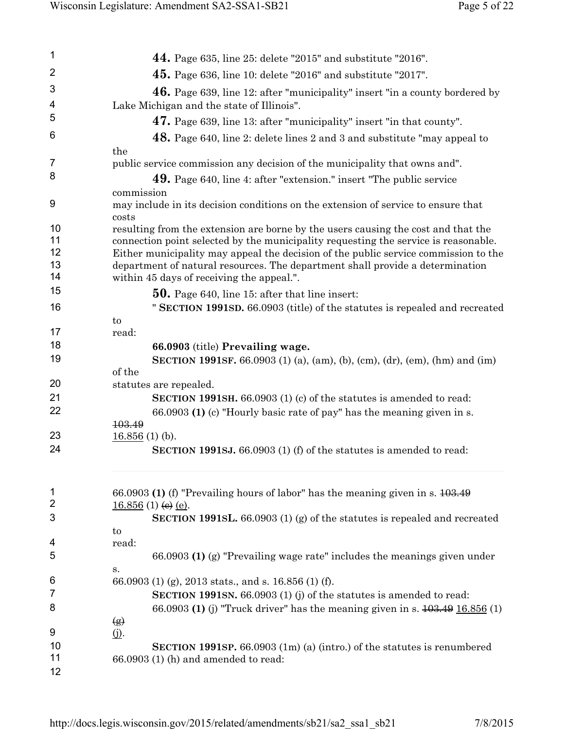1 **44.** Page 635, line 25: delete "2015" and substitute "2016".

2 **45.** Page 636, line 10: delete "2016" and substitute "2017".

3 **46.** Page 639, line 12: after "municipality" insert "in a county bordered by
4 Lake Michigan and the state of Illinois".

5 **47.** Page 639, line 13: after "municipality" insert "in that county".

6 **48.** Page 640, line 2: delete lines 2 and 3 and substitute "may appeal to the
7 public service commission any decision of the municipality that owns and".

8 **49.** Page 640, line 4: after "extension." insert "The public service commission
9 may include in its decision conditions on the extension of service to ensure that costs
10 resulting from the extension are borne by the users causing the cost and that the
11 connection point selected by the municipality requesting the service is reasonable.
12 Either municipality may appeal the decision of the public service commission to the
13 department of natural resources. The department shall provide a determination
14 within 45 days of receiving the appeal.".

15 **50.** Page 640, line 15: after that line insert:

16 " **SECTION 1991SD.** 66.0903 (title) of the statutes is repealed and recreated to
17 read:

18 **66.0903** (title) **Prevailing wage.**

19 **SECTION 1991SF.** 66.0903 (1) (a), (am), (b), (cm), (dr), (em), (hm) and (im) of the
20 statutes are repealed.

21 **SECTION 1991SH.** 66.0903 (1) (c) of the statutes is amended to read:

22 66.0903 **(1)** (c) "Hourly basic rate of pay" has the meaning given in s. ~~103.49~~
23 <u>16.856</u> (1) (b).

24 **SECTION 1991SJ.** 66.0903 (1) (f) of the statutes is amended to read:

1 66.0903 **(1)** (f) "Prevailing hours of labor" has the meaning given in s. ~~103.49~~
2 <u>16.856</u> (1) ~~(c)~~ <u>(e)</u>.

3 **SECTION 1991SL.** 66.0903 (1) (g) of the statutes is repealed and recreated to
4 read:

5 66.0903 **(1)** (g) "Prevailing wage rate" includes the meanings given under s.
6 66.0903 (1) (g), 2013 stats., and s. 16.856 (1) (f).

7 **SECTION 1991SN.** 66.0903 (1) (j) of the statutes is amended to read:

8 66.0903 **(1)** (j) "Truck driver" has the meaning given in s. ~~103.49~~ <u>16.856</u> (1) ~~(g)~~
9 <u>(j)</u>.

10 **SECTION 1991SP.** 66.0903 (1m) (a) (intro.) of the statutes is renumbered
11 66.0903 (1) (h) and amended to read:

12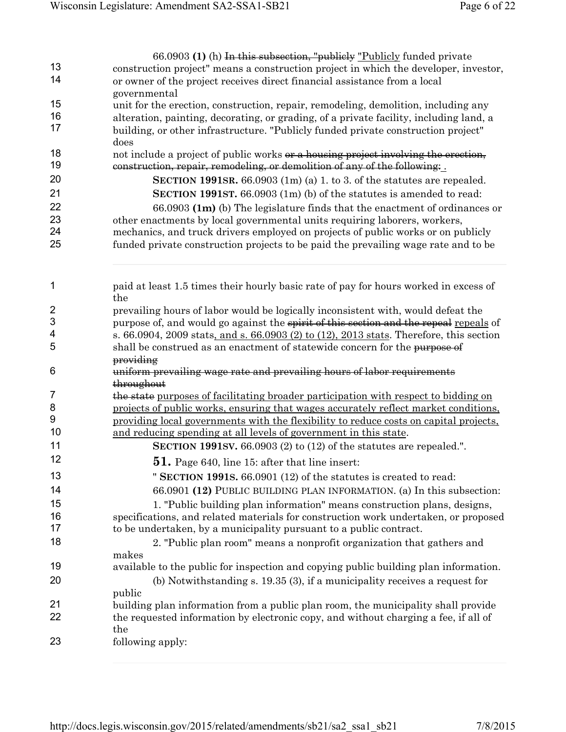66.0903 **(1)** (h) ~~In this subsection, "publicly~~ "Publicly funded private construction project" means a construction project in which the developer, investor, or owner of the project receives direct financial assistance from a local governmental unit for the erection, construction, repair, remodeling, demolition, including any alteration, painting, decorating, or grading, of a private facility, including land, a building, or other infrastructure. "Publicly funded private construction project" does not include a project of public works ~~or a housing project involving the erection, construction, repair, remodeling, or demolition of any of the following:~~ .

**SECTION 1991SR.** 66.0903 (1m) (a) 1. to 3. of the statutes are repealed.

**SECTION 1991ST.** 66.0903 (1m) (b) of the statutes is amended to read:

66.0903 **(1m)** (b) The legislature finds that the enactment of ordinances or other enactments by local governmental units requiring laborers, workers, mechanics, and truck drivers employed on projects of public works or on publicly funded private construction projects to be paid the prevailing wage rate and to be paid at least 1.5 times their hourly basic rate of pay for hours worked in excess of the prevailing hours of labor would be logically inconsistent with, would defeat the purpose of, and would go against the ~~spirit of this section and the repeal~~ repeals of s. 66.0904, 2009 stats, and s. 66.0903 (2) to (12), 2013 stats. Therefore, this section shall be construed as an enactment of statewide concern for the ~~purpose of providing uniform prevailing wage rate and prevailing hours of labor requirements throughout the state~~ purposes of facilitating broader participation with respect to bidding on projects of public works, ensuring that wages accurately reflect market conditions, providing local governments with the flexibility to reduce costs on capital projects, and reducing spending at all levels of government in this state.

**SECTION 1991SV.** 66.0903 (2) to (12) of the statutes are repealed.".

**51.** Page 640, line 15: after that line insert:

" **SECTION 1991S.** 66.0901 (12) of the statutes is created to read:

66.0901 **(12)** PUBLIC BUILDING PLAN INFORMATION. (a) In this subsection:

1. "Public building plan information" means construction plans, designs, specifications, and related materials for construction work undertaken, or proposed to be undertaken, by a municipality pursuant to a public contract.

2. "Public plan room" means a nonprofit organization that gathers and makes available to the public for inspection and copying public building plan information.

(b) Notwithstanding s. 19.35 (3), if a municipality receives a request for public building plan information from a public plan room, the municipality shall provide the requested information by electronic copy, and without charging a fee, if all of the following apply: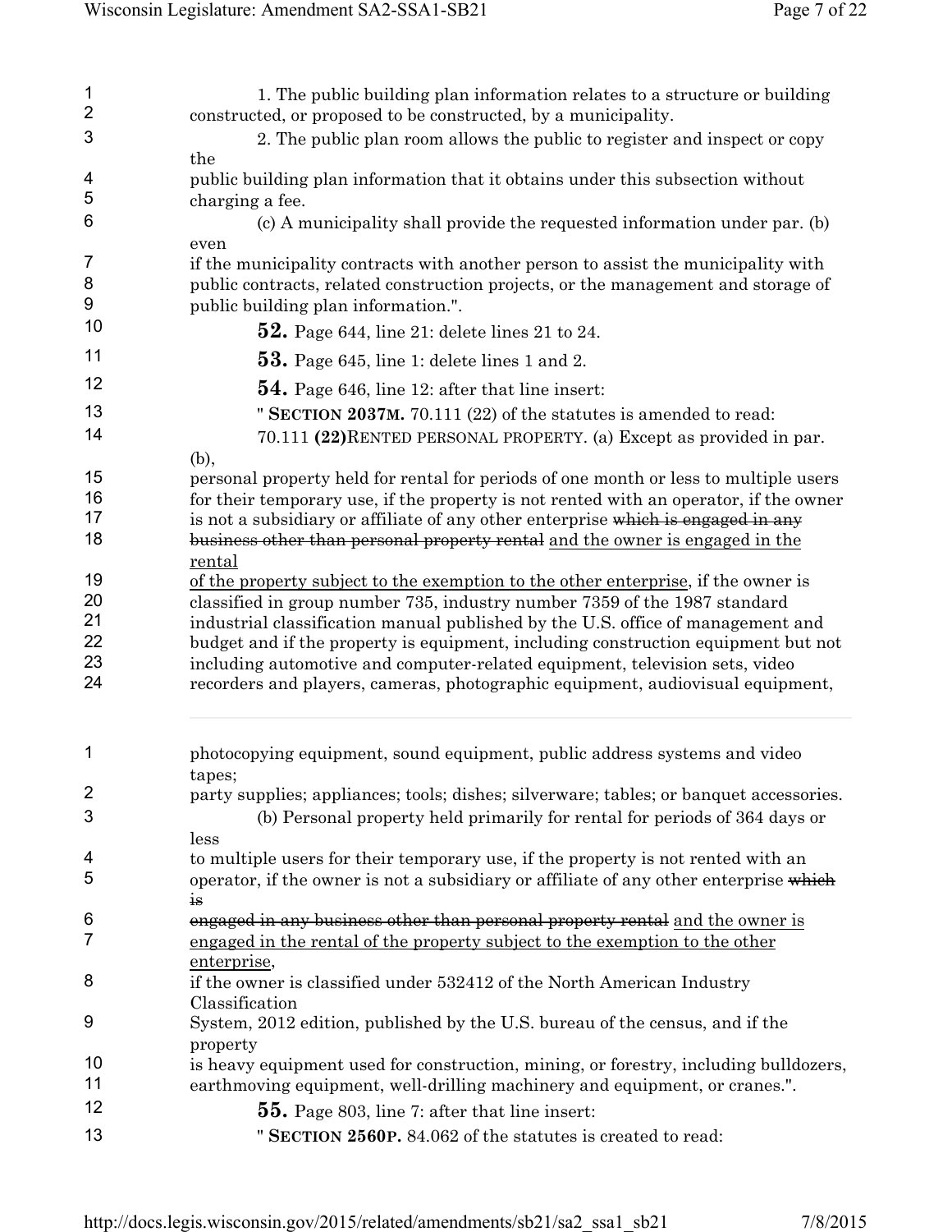1. The public building plan information relates to a structure or building constructed, or proposed to be constructed, by a municipality.

2. The public plan room allows the public to register and inspect or copy the public building plan information that it obtains under this subsection without charging a fee.

(c) A municipality shall provide the requested information under par. (b) even if the municipality contracts with another person to assist the municipality with public contracts, related construction projects, or the management and storage of public building plan information.".

**52.** Page 644, line 21: delete lines 21 to 24.

**53.** Page 645, line 1: delete lines 1 and 2.

**54.** Page 646, line 12: after that line insert:

" **SECTION 2037M.** 70.111 (22) of the statutes is amended to read:

70.111 **(22)** RENTED PERSONAL PROPERTY. (a) Except as provided in par. (b), personal property held for rental for periods of one month or less to multiple users for their temporary use, if the property is not rented with an operator, if the owner is not a subsidiary or affiliate of any other enterprise ~~which is engaged in any business other than personal property rental~~ and the owner is engaged in the rental of the property subject to the exemption to the other enterprise, if the owner is classified in group number 735, industry number 7359 of the 1987 standard industrial classification manual published by the U.S. office of management and budget and if the property is equipment, including construction equipment but not including automotive and computer-related equipment, television sets, video recorders and players, cameras, photographic equipment, audiovisual equipment, photocopying equipment, sound equipment, public address systems and video tapes; party supplies; appliances; tools; dishes; silverware; tables; or banquet accessories.

(b) Personal property held primarily for rental for periods of 364 days or less to multiple users for their temporary use, if the property is not rented with an operator, if the owner is not a subsidiary or affiliate of any other enterprise ~~which is engaged in any business other than personal property rental~~ and the owner is engaged in the rental of the property subject to the exemption to the other enterprise, if the owner is classified under 532412 of the North American Industry Classification System, 2012 edition, published by the U.S. bureau of the census, and if the property is heavy equipment used for construction, mining, or forestry, including bulldozers, earthmoving equipment, well-drilling machinery and equipment, or cranes.".

**55.** Page 803, line 7: after that line insert:

" **SECTION 2560P.** 84.062 of the statutes is created to read: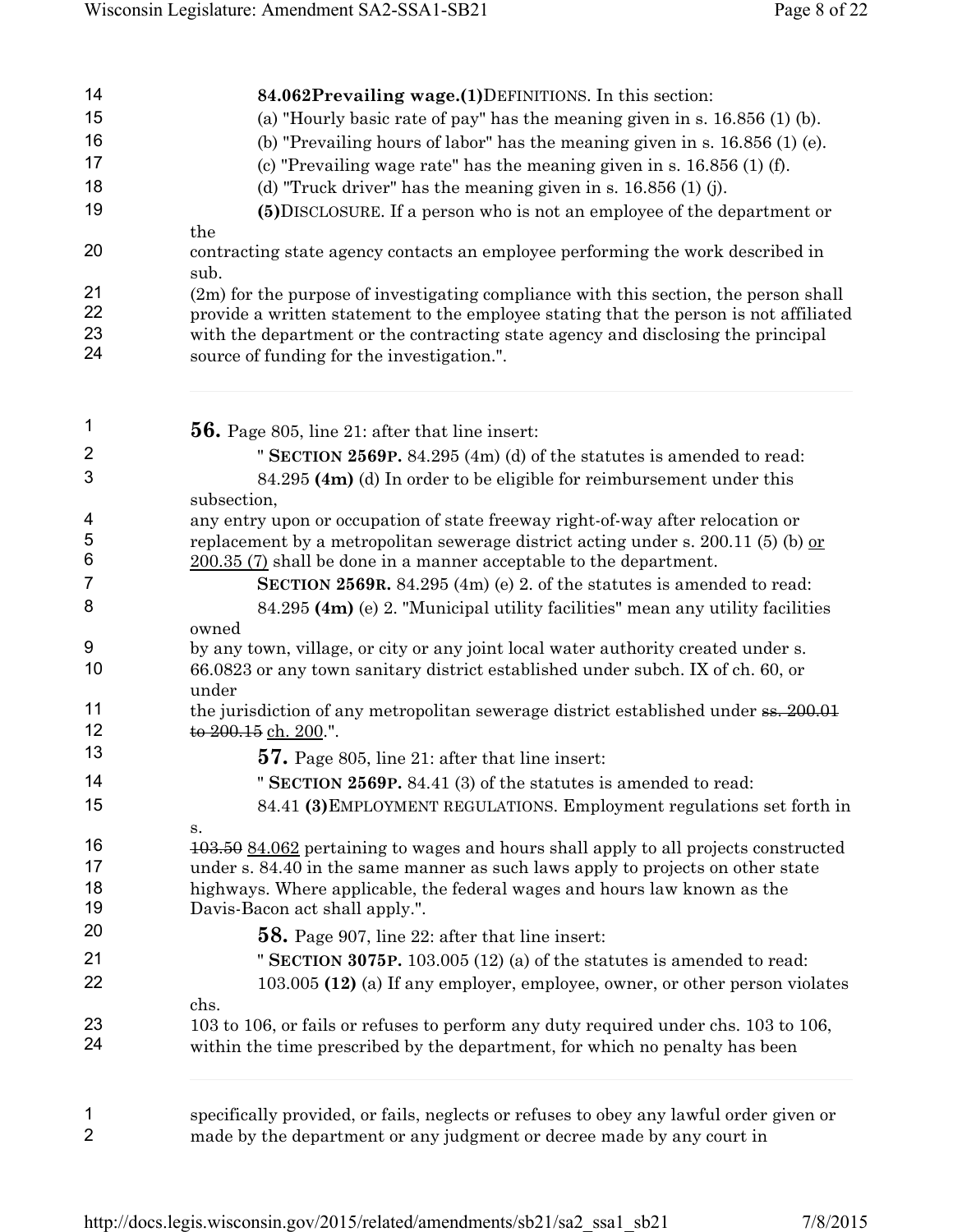**84.062 Prevailing wage.** **(1)** DEFINITIONS. In this section:

(a) "Hourly basic rate of pay" has the meaning given in s. 16.856 (1) (b).

(b) "Prevailing hours of labor" has the meaning given in s. 16.856 (1) (e).

(c) "Prevailing wage rate" has the meaning given in s. 16.856 (1) (f).

(d) "Truck driver" has the meaning given in s. 16.856 (1) (j).

**(5)** DISCLOSURE. If a person who is not an employee of the department or the contracting state agency contacts an employee performing the work described in sub. (2m) for the purpose of investigating compliance with this section, the person shall provide a written statement to the employee stating that the person is not affiliated with the department or the contracting state agency and disclosing the principal source of funding for the investigation.".

---

**56.** Page 805, line 21: after that line insert:

" **SECTION 2569P.** 84.295 (4m) (d) of the statutes is amended to read:

84.295 **(4m)** (d) In order to be eligible for reimbursement under this subsection, any entry upon or occupation of state freeway right-of-way after relocation or replacement by a metropolitan sewerage district acting under s. 200.11 (5) (b) or 200.35 (7) shall be done in a manner acceptable to the department.

**SECTION 2569R.** 84.295 (4m) (e) 2. of the statutes is amended to read:

84.295 **(4m)** (e) 2. "Municipal utility facilities" mean any utility facilities owned by any town, village, or city or any joint local water authority created under s. 66.0823 or any town sanitary district established under subch. IX of ch. 60, or under the jurisdiction of any metropolitan sewerage district established under ~~ss. 200.01 to 200.15~~ ch. 200.".

**57.** Page 805, line 21: after that line insert:

" **SECTION 2569P.** 84.41 (3) of the statutes is amended to read:

84.41 **(3)** EMPLOYMENT REGULATIONS. Employment regulations set forth in s. ~~103.50~~ 84.062 pertaining to wages and hours shall apply to all projects constructed under s. 84.40 in the same manner as such laws apply to projects on other state highways. Where applicable, the federal wages and hours law known as the Davis-Bacon act shall apply.".

**58.** Page 907, line 22: after that line insert:

" **SECTION 3075P.** 103.005 (12) (a) of the statutes is amended to read:

103.005 **(12)** (a) If any employer, employee, owner, or other person violates chs. 103 to 106, or fails or refuses to perform any duty required under chs. 103 to 106, within the time prescribed by the department, for which no penalty has been

---

specifically provided, or fails, neglects or refuses to obey any lawful order given or made by the department or any judgment or decree made by any court in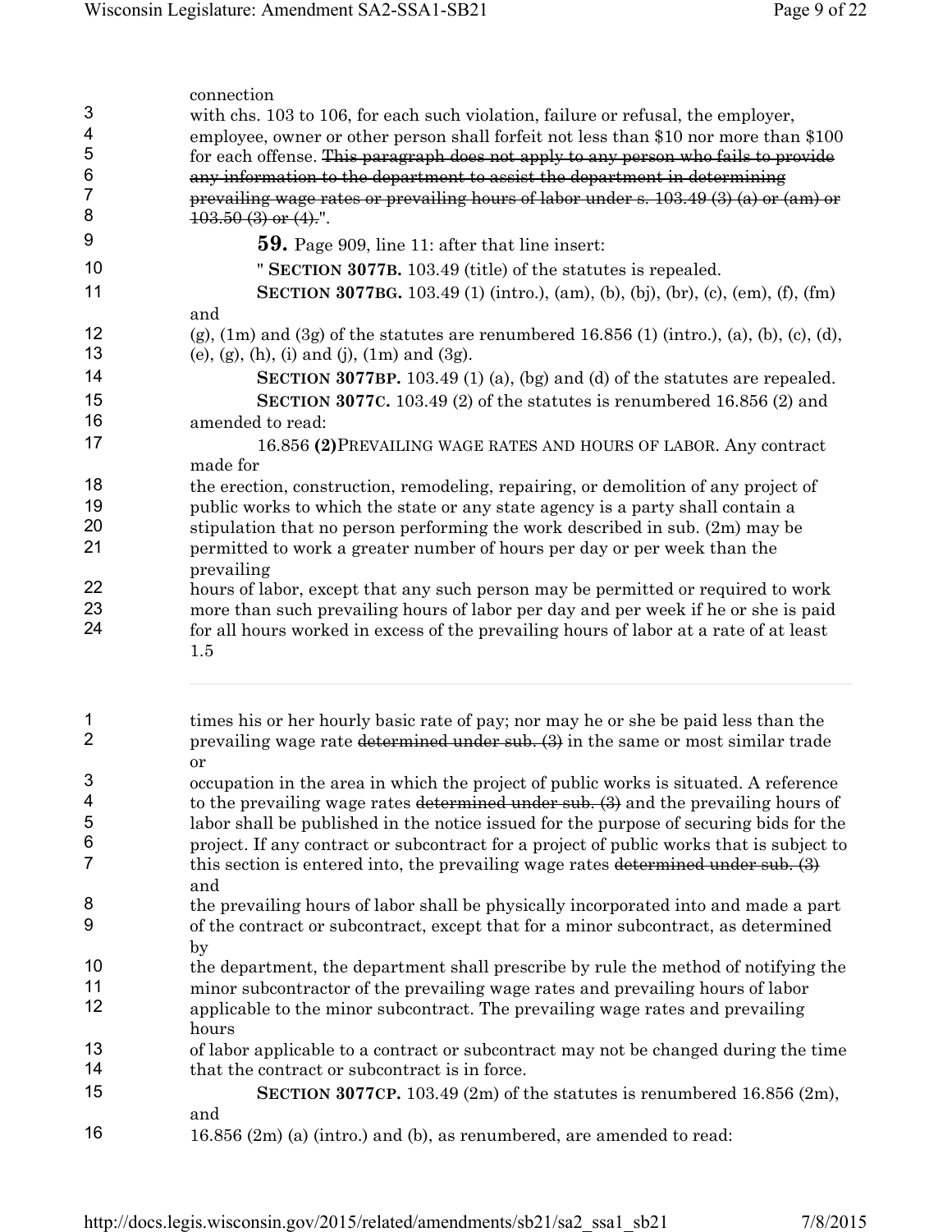connection with chs. 103 to 106, for each such violation, failure or refusal, the employer, employee, owner or other person shall forfeit not less than $10 nor more than $100 for each offense. ~~This paragraph does not apply to any person who fails to provide any information to the department to assist the department in determining prevailing wage rates or prevailing hours of labor under s. 103.49 (3) (a) or (am) or 103.50 (3) or (4).~~".

**59.** Page 909, line 11: after that line insert:

" **SECTION 3077B.** 103.49 (title) of the statutes is repealed.

**SECTION 3077BG.** 103.49 (1) (intro.), (am), (b), (bj), (br), (c), (em), (f), (fm) and (g), (1m) and (3g) of the statutes are renumbered 16.856 (1) (intro.), (a), (b), (c), (d), (e), (g), (h), (i) and (j), (1m) and (3g).

**SECTION 3077BP.** 103.49 (1) (a), (bg) and (d) of the statutes are repealed.

**SECTION 3077C.** 103.49 (2) of the statutes is renumbered 16.856 (2) and amended to read:

16.856 **(2)** PREVAILING WAGE RATES AND HOURS OF LABOR. Any contract made for the erection, construction, remodeling, repairing, or demolition of any project of public works to which the state or any state agency is a party shall contain a stipulation that no person performing the work described in sub. (2m) may be permitted to work a greater number of hours per day or per week than the prevailing hours of labor, except that any such person may be permitted or required to work more than such prevailing hours of labor per day and per week if he or she is paid for all hours worked in excess of the prevailing hours of labor at a rate of at least 1.5 times his or her hourly basic rate of pay; nor may he or she be paid less than the prevailing wage rate ~~determined under sub. (3)~~ in the same or most similar trade or occupation in the area in which the project of public works is situated. A reference to the prevailing wage rates ~~determined under sub. (3)~~ and the prevailing hours of labor shall be published in the notice issued for the purpose of securing bids for the project. If any contract or subcontract for a project of public works that is subject to this section is entered into, the prevailing wage rates ~~determined under sub. (3)~~ and the prevailing hours of labor shall be physically incorporated into and made a part of the contract or subcontract, except that for a minor subcontract, as determined by the department, the department shall prescribe by rule the method of notifying the minor subcontractor of the prevailing wage rates and prevailing hours of labor applicable to the minor subcontract. The prevailing wage rates and prevailing hours of labor applicable to a contract or subcontract may not be changed during the time that the contract or subcontract is in force.

**SECTION 3077CP.** 103.49 (2m) of the statutes is renumbered 16.856 (2m), and 16.856 (2m) (a) (intro.) and (b), as renumbered, are amended to read: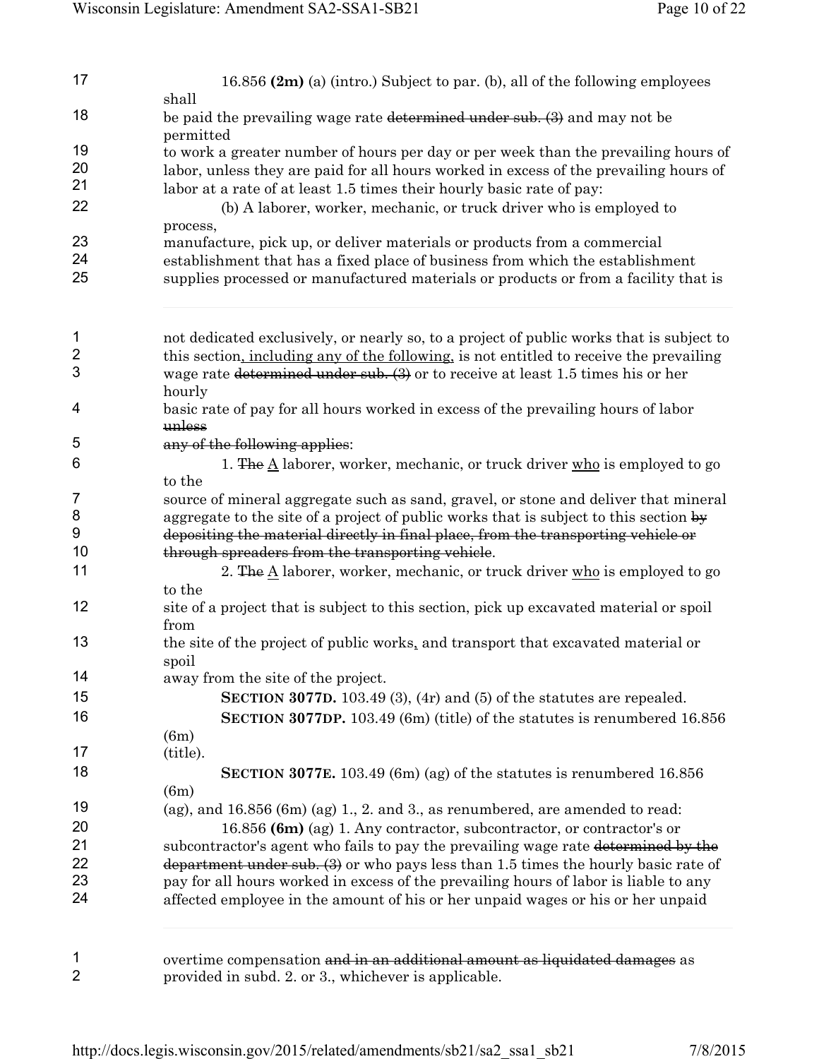16.856 **(2m)** (a) (intro.) Subject to par. (b), all of the following employees shall be paid the prevailing wage rate ~~determined under sub. (3)~~ and may not be permitted to work a greater number of hours per day or per week than the prevailing hours of labor, unless they are paid for all hours worked in excess of the prevailing hours of labor at a rate of at least 1.5 times their hourly basic rate of pay:

(b) A laborer, worker, mechanic, or truck driver who is employed to process, manufacture, pick up, or deliver materials or products from a commercial establishment that has a fixed place of business from which the establishment supplies processed or manufactured materials or products or from a facility that is not dedicated exclusively, or nearly so, to a project of public works that is subject to this section, including any of the following, is not entitled to receive the prevailing wage rate ~~determined under sub. (3)~~ or to receive at least 1.5 times his or her hourly basic rate of pay for all hours worked in excess of the prevailing hours of labor ~~unless any of the following applies~~:

1. ~~The~~ A laborer, worker, mechanic, or truck driver who is employed to go to the source of mineral aggregate such as sand, gravel, or stone and deliver that mineral aggregate to the site of a project of public works that is subject to this section ~~by depositing the material directly in final place, from the transporting vehicle or through spreaders from the transporting vehicle~~.

2. ~~The~~ A laborer, worker, mechanic, or truck driver who is employed to go to the site of a project that is subject to this section, pick up excavated material or spoil from the site of the project of public works, and transport that excavated material or spoil away from the site of the project.

**SECTION 3077D.** 103.49 (3), (4r) and (5) of the statutes are repealed.

**SECTION 3077DP.** 103.49 (6m) (title) of the statutes is renumbered 16.856 (6m) (title).

**SECTION 3077E.** 103.49 (6m) (ag) of the statutes is renumbered 16.856 (6m) (ag), and 16.856 (6m) (ag) 1., 2. and 3., as renumbered, are amended to read:

16.856 **(6m)** (ag) 1. Any contractor, subcontractor, or contractor's or subcontractor's agent who fails to pay the prevailing wage rate ~~determined by the department under sub. (3)~~ or who pays less than 1.5 times the hourly basic rate of pay for all hours worked in excess of the prevailing hours of labor is liable to any affected employee in the amount of his or her unpaid wages or his or her unpaid overtime compensation ~~and in an additional amount as liquidated damages~~ as provided in subd. 2. or 3., whichever is applicable.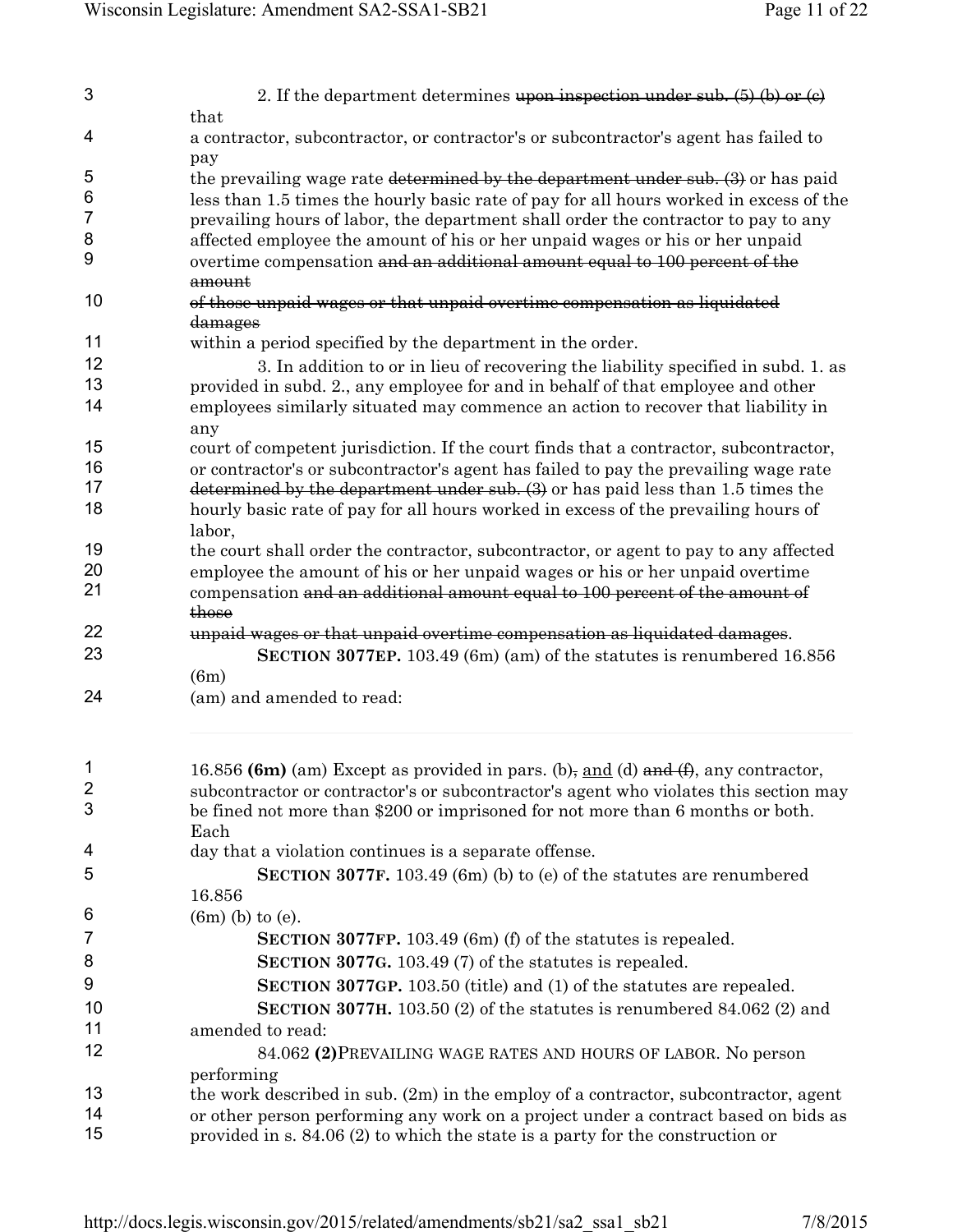2. If the department determines ~~upon inspection under sub. (5) (b) or (c)~~ that a contractor, subcontractor, or contractor's or subcontractor's agent has failed to pay the prevailing wage rate ~~determined by the department under sub. (3)~~ or has paid less than 1.5 times the hourly basic rate of pay for all hours worked in excess of the prevailing hours of labor, the department shall order the contractor to pay to any affected employee the amount of his or her unpaid wages or his or her unpaid overtime compensation ~~and an additional amount equal to 100 percent of the amount of those unpaid wages or that unpaid overtime compensation as liquidated damages~~ within a period specified by the department in the order.

3. In addition to or in lieu of recovering the liability specified in subd. 1. as provided in subd. 2., any employee for and in behalf of that employee and other employees similarly situated may commence an action to recover that liability in any court of competent jurisdiction. If the court finds that a contractor, subcontractor, or contractor's or subcontractor's agent has failed to pay the prevailing wage rate ~~determined by the department under sub. (3)~~ or has paid less than 1.5 times the hourly basic rate of pay for all hours worked in excess of the prevailing hours of labor, the court shall order the contractor, subcontractor, or agent to pay to any affected employee the amount of his or her unpaid wages or his or her unpaid overtime compensation ~~and an additional amount equal to 100 percent of the amount of those unpaid wages or that unpaid overtime compensation as liquidated damages~~.

**SECTION 3077EP.** 103.49 (6m) (am) of the statutes is renumbered 16.856 (6m) (am) and amended to read:

16.856 **(6m)** (am) Except as provided in pars. (b)~~,~~ and (d) ~~and (f)~~, any contractor, subcontractor or contractor's or subcontractor's agent who violates this section may be fined not more than $200 or imprisoned for not more than 6 months or both. Each day that a violation continues is a separate offense.

**SECTION 3077F.** 103.49 (6m) (b) to (e) of the statutes are renumbered 16.856 (6m) (b) to (e).

**SECTION 3077FP.** 103.49 (6m) (f) of the statutes is repealed.

**SECTION 3077G.** 103.49 (7) of the statutes is repealed.

**SECTION 3077GP.** 103.50 (title) and (1) of the statutes are repealed.

**SECTION 3077H.** 103.50 (2) of the statutes is renumbered 84.062 (2) and amended to read:

84.062 **(2)** PREVAILING WAGE RATES AND HOURS OF LABOR. No person performing the work described in sub. (2m) in the employ of a contractor, subcontractor, agent or other person performing any work on a project under a contract based on bids as provided in s. 84.06 (2) to which the state is a party for the construction or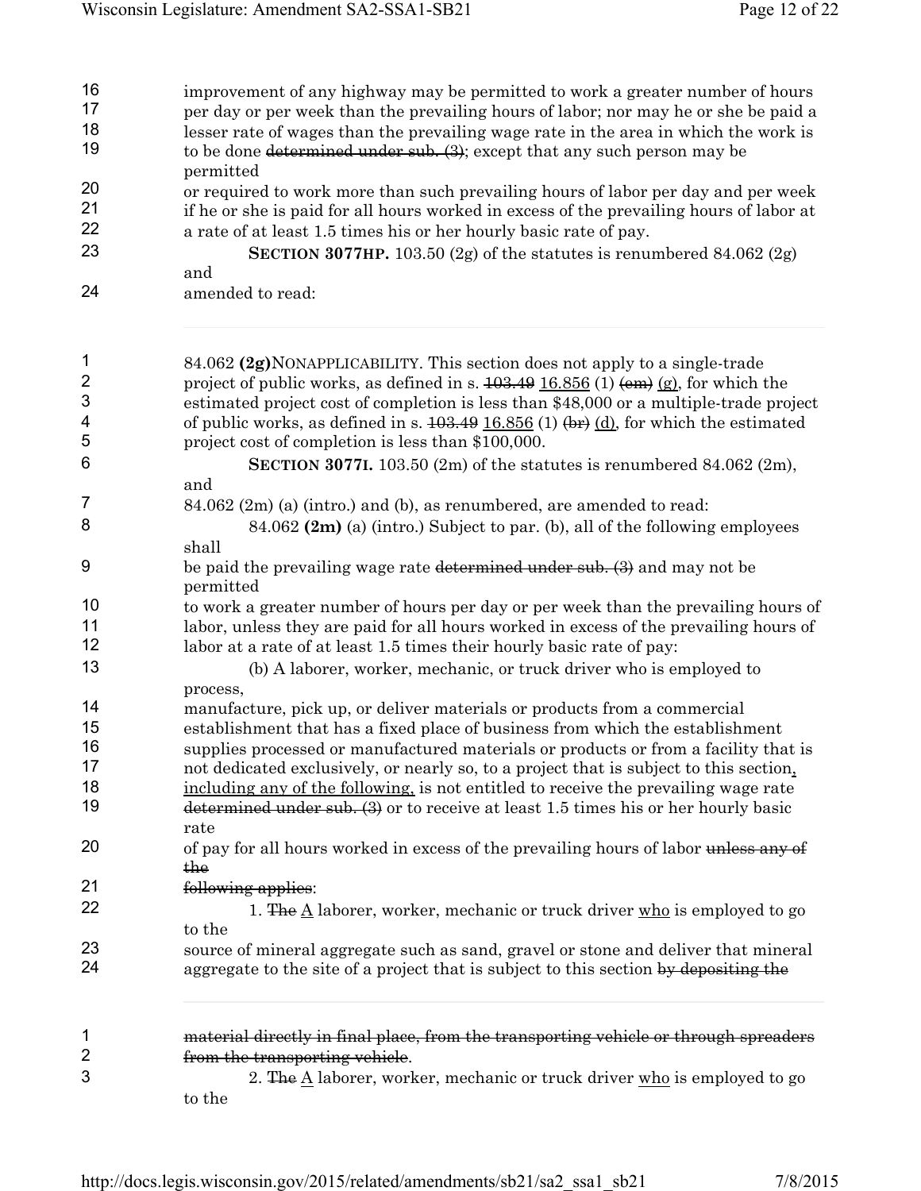improvement of any highway may be permitted to work a greater number of hours per day or per week than the prevailing hours of labor; nor may he or she be paid a lesser rate of wages than the prevailing wage rate in the area in which the work is to be done ~~determined under sub. (3)~~; except that any such person may be permitted or required to work more than such prevailing hours of labor per day and per week if he or she is paid for all hours worked in excess of the prevailing hours of labor at a rate of at least 1.5 times his or her hourly basic rate of pay.

**SECTION 3077HP.** 103.50 (2g) of the statutes is renumbered 84.062 (2g) and amended to read:

84.062 **(2g)** NONAPPLICABILITY. This section does not apply to a single-trade project of public works, as defined in s. ~~103.49~~ 16.856 (1) ~~(em)~~ (g), for which the estimated project cost of completion is less than $48,000 or a multiple-trade project of public works, as defined in s. ~~103.49~~ 16.856 (1) ~~(br)~~ (d), for which the estimated project cost of completion is less than $100,000.

**SECTION 3077I.** 103.50 (2m) of the statutes is renumbered 84.062 (2m), and 84.062 (2m) (a) (intro.) and (b), as renumbered, are amended to read:

84.062 **(2m)** (a) (intro.) Subject to par. (b), all of the following employees shall be paid the prevailing wage rate ~~determined under sub. (3)~~ and may not be permitted to work a greater number of hours per day or per week than the prevailing hours of labor, unless they are paid for all hours worked in excess of the prevailing hours of labor at a rate of at least 1.5 times their hourly basic rate of pay:

(b) A laborer, worker, mechanic, or truck driver who is employed to process, manufacture, pick up, or deliver materials or products from a commercial establishment that has a fixed place of business from which the establishment supplies processed or manufactured materials or products or from a facility that is not dedicated exclusively, or nearly so, to a project that is subject to this section, including any of the following, is not entitled to receive the prevailing wage rate ~~determined under sub. (3)~~ or to receive at least 1.5 times his or her hourly basic rate of pay for all hours worked in excess of the prevailing hours of labor ~~unless any of the following applies~~:

1. ~~The~~ A laborer, worker, mechanic or truck driver who is employed to go to the source of mineral aggregate such as sand, gravel or stone and deliver that mineral aggregate to the site of a project that is subject to this section ~~by depositing the material directly in final place, from the transporting vehicle or through spreaders from the transporting vehicle~~.

2. ~~The~~ A laborer, worker, mechanic or truck driver who is employed to go to the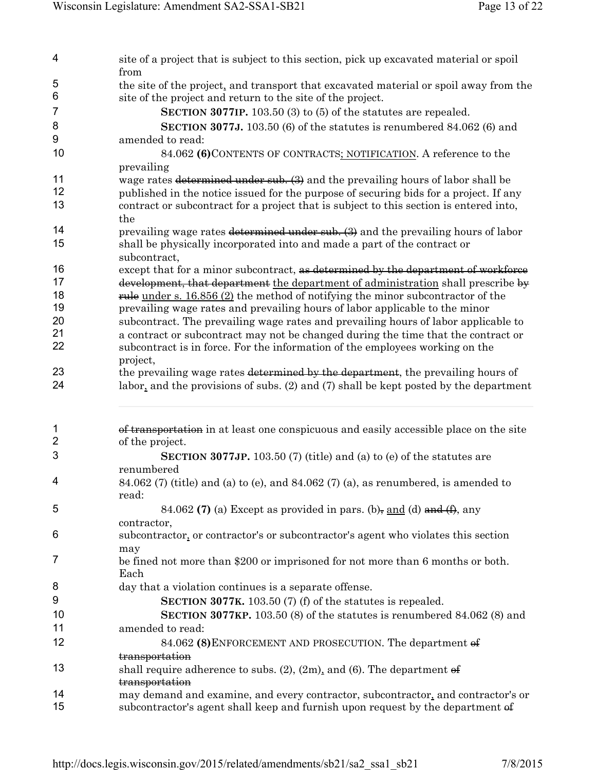site of a project that is subject to this section, pick up excavated material or spoil from the site of the project, and transport that excavated material or spoil away from the site of the project and return to the site of the project.

**SECTION 3077IP.** 103.50 (3) to (5) of the statutes are repealed.

**SECTION 3077J.** 103.50 (6) of the statutes is renumbered 84.062 (6) and amended to read:

84.062 **(6)** CONTENTS OF CONTRACTS; NOTIFICATION. A reference to the prevailing wage rates ~~determined under sub. (3)~~ and the prevailing hours of labor shall be published in the notice issued for the purpose of securing bids for a project. If any contract or subcontract for a project that is subject to this section is entered into, the prevailing wage rates ~~determined under sub. (3)~~ and the prevailing hours of labor shall be physically incorporated into and made a part of the contract or subcontract, except that for a minor subcontract, ~~as determined by the department of workforce development, that department~~ the department of administration shall prescribe ~~by rule~~ under s. 16.856 (2) the method of notifying the minor subcontractor of the prevailing wage rates and prevailing hours of labor applicable to the minor subcontract. The prevailing wage rates and prevailing hours of labor applicable to a contract or subcontract may not be changed during the time that the contract or subcontract is in force. For the information of the employees working on the project, the prevailing wage rates ~~determined by the department~~, the prevailing hours of labor, and the provisions of subs. (2) and (7) shall be kept posted by the department ~~of transportation~~ in at least one conspicuous and easily accessible place on the site of the project.

**SECTION 3077JP.** 103.50 (7) (title) and (a) to (e) of the statutes are renumbered 84.062 (7) (title) and (a) to (e), and 84.062 (7) (a), as renumbered, is amended to read:

84.062 **(7)** (a) Except as provided in pars. (b)~~,~~ and (d) ~~and (f)~~, any contractor, subcontractor, or contractor's or subcontractor's agent who violates this section may be fined not more than $200 or imprisoned for not more than 6 months or both. Each day that a violation continues is a separate offense.

**SECTION 3077K.** 103.50 (7) (f) of the statutes is repealed.

**SECTION 3077KP.** 103.50 (8) of the statutes is renumbered 84.062 (8) and amended to read:

84.062 **(8)** ENFORCEMENT AND PROSECUTION. The department ~~of transportation~~ shall require adherence to subs. (2), (2m), and (6). The department ~~of transportation~~ may demand and examine, and every contractor, subcontractor, and contractor's or subcontractor's agent shall keep and furnish upon request by the department ~~of~~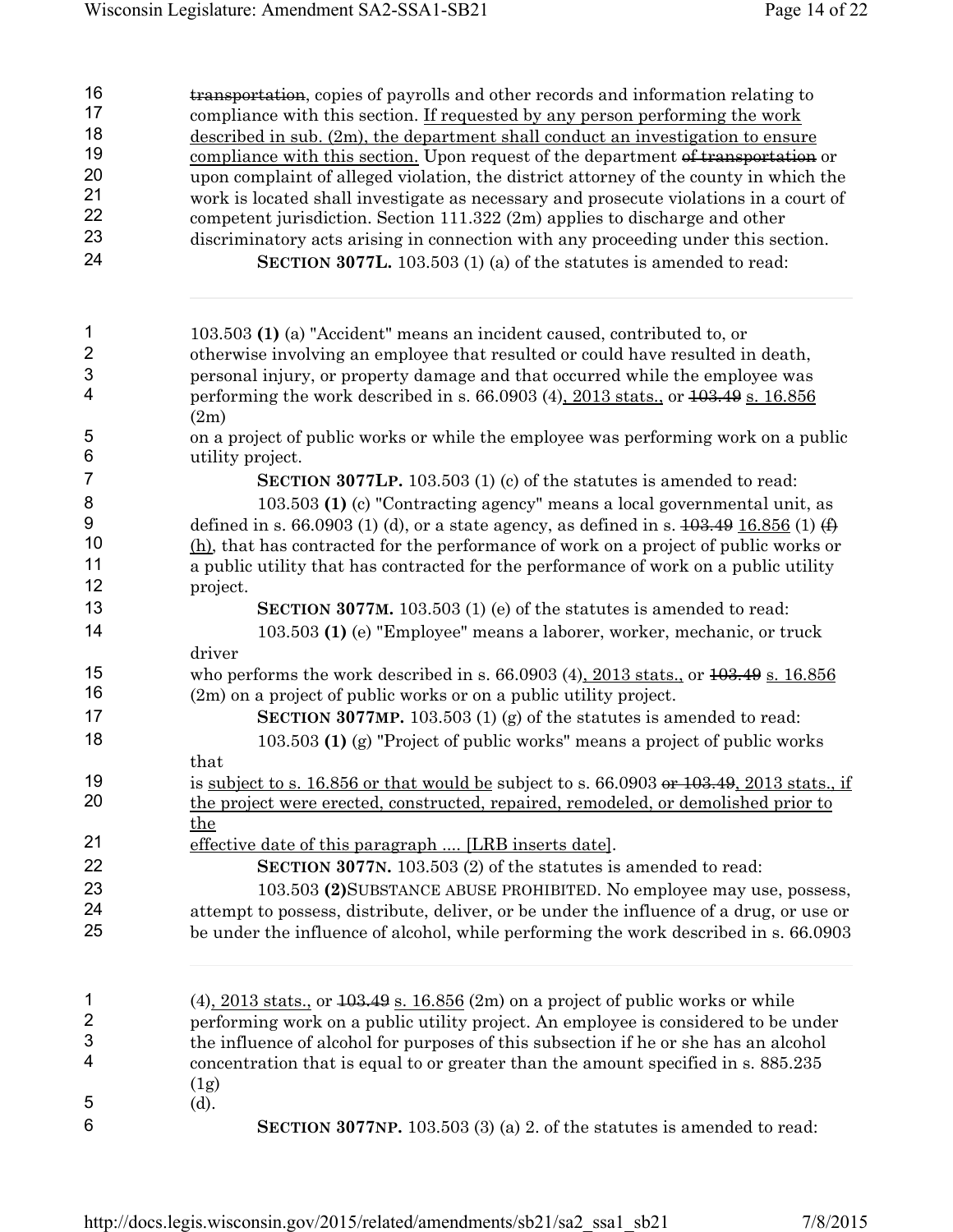~~transportation~~, copies of payrolls and other records and information relating to compliance with this section. <u>If requested by any person performing the work described in sub. (2m), the department shall conduct an investigation to ensure compliance with this section.</u> Upon request of the department ~~of transportation~~ or upon complaint of alleged violation, the district attorney of the county in which the work is located shall investigate as necessary and prosecute violations in a court of competent jurisdiction. Section 111.322 (2m) applies to discharge and other discriminatory acts arising in connection with any proceeding under this section.

**SECTION 3077L.** 103.503 (1) (a) of the statutes is amended to read:

103.503 **(1)** (a) "Accident" means an incident caused, contributed to, or otherwise involving an employee that resulted or could have resulted in death, personal injury, or property damage and that occurred while the employee was performing the work described in s. 66.0903 (4)<u>, 2013 stats.,</u> or ~~103.49~~ <u>s. 16.856</u> (2m) on a project of public works or while the employee was performing work on a public utility project.

**SECTION 3077LP.** 103.503 (1) (c) of the statutes is amended to read:

103.503 **(1)** (c) "Contracting agency" means a local governmental unit, as defined in s. 66.0903 (1) (d), or a state agency, as defined in s. ~~103.49~~ <u>16.856</u> (1) ~~(f)~~ <u>(h)</u>, that has contracted for the performance of work on a project of public works or a public utility that has contracted for the performance of work on a public utility project.

**SECTION 3077M.** 103.503 (1) (e) of the statutes is amended to read:

103.503 **(1)** (e) "Employee" means a laborer, worker, mechanic, or truck driver who performs the work described in s. 66.0903 (4)<u>, 2013 stats.,</u> or ~~103.49~~ <u>s. 16.856</u> (2m) on a project of public works or on a public utility project.

**SECTION 3077MP.** 103.503 (1) (g) of the statutes is amended to read:

103.503 **(1)** (g) "Project of public works" means a project of public works that is <u>subject to s. 16.856 or that would be</u> subject to s. 66.0903 ~~or 103.49~~<u>, 2013 stats., if the project were erected, constructed, repaired, remodeled, or demolished prior to the effective date of this paragraph .... [LRB inserts date]</u>.

**SECTION 3077N.** 103.503 (2) of the statutes is amended to read:

103.503 **(2)** SUBSTANCE ABUSE PROHIBITED. No employee may use, possess, attempt to possess, distribute, deliver, or be under the influence of a drug, or use or be under the influence of alcohol, while performing the work described in s. 66.0903 (4)<u>, 2013 stats.,</u> or ~~103.49~~ <u>s. 16.856</u> (2m) on a project of public works or while performing work on a public utility project. An employee is considered to be under the influence of alcohol for purposes of this subsection if he or she has an alcohol concentration that is equal to or greater than the amount specified in s. 885.235 (1g) (d).

**SECTION 3077NP.** 103.503 (3) (a) 2. of the statutes is amended to read: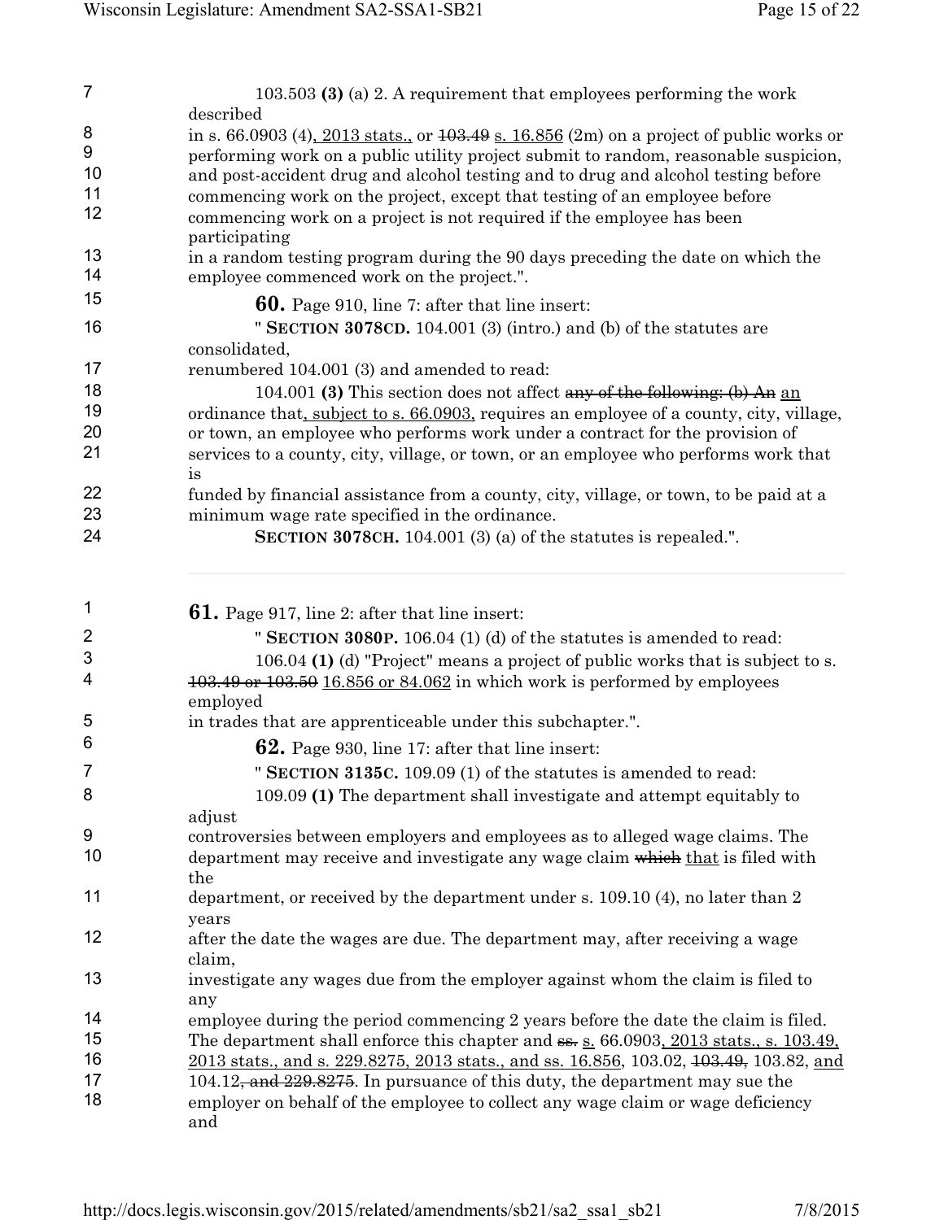103.503 **(3)** (a) 2. A requirement that employees performing the work described in s. 66.0903 (4)<u>, 2013 stats.,</u> or ~~103.49~~ <u>s. 16.856</u> (2m) on a project of public works or performing work on a public utility project submit to random, reasonable suspicion, and post-accident drug and alcohol testing and to drug and alcohol testing before commencing work on the project, except that testing of an employee before commencing work on a project is not required if the employee has been participating in a random testing program during the 90 days preceding the date on which the employee commenced work on the project.".

**60.** Page 910, line 7: after that line insert:

" **SECTION 3078CD.** 104.001 (3) (intro.) and (b) of the statutes are consolidated, renumbered 104.001 (3) and amended to read:

104.001 **(3)** This section does not affect ~~any of the following: (b) An~~ <u>an</u> ordinance that<u>, subject to s. 66.0903,</u> requires an employee of a county, city, village, or town, an employee who performs work under a contract for the provision of services to a county, city, village, or town, or an employee who performs work that is funded by financial assistance from a county, city, village, or town, to be paid at a minimum wage rate specified in the ordinance.

**SECTION 3078CH.** 104.001 (3) (a) of the statutes is repealed.".

**61.** Page 917, line 2: after that line insert:

" **SECTION 3080P.** 106.04 (1) (d) of the statutes is amended to read:

106.04 **(1)** (d) "Project" means a project of public works that is subject to s. ~~103.49 or 103.50~~ <u>16.856 or 84.062</u> in which work is performed by employees employed in trades that are apprenticeable under this subchapter.".

**62.** Page 930, line 17: after that line insert:

" **SECTION 3135C.** 109.09 (1) of the statutes is amended to read:

109.09 **(1)** The department shall investigate and attempt equitably to adjust controversies between employers and employees as to alleged wage claims. The department may receive and investigate any wage claim ~~which~~ <u>that</u> is filed with the department, or received by the department under s. 109.10 (4), no later than 2 years after the date the wages are due. The department may, after receiving a wage claim, investigate any wages due from the employer against whom the claim is filed to any employee during the period commencing 2 years before the date the claim is filed. The department shall enforce this chapter and ~~ss.~~ <u>s.</u> 66.0903<u>, 2013 stats., s. 103.49, 2013 stats., and s. 229.8275, 2013 stats., and ss. 16.856</u>, 103.02, ~~103.49,~~ 103.82, <u>and</u> 104.12~~, and 229.8275~~. In pursuance of this duty, the department may sue the employer on behalf of the employee to collect any wage claim or wage deficiency and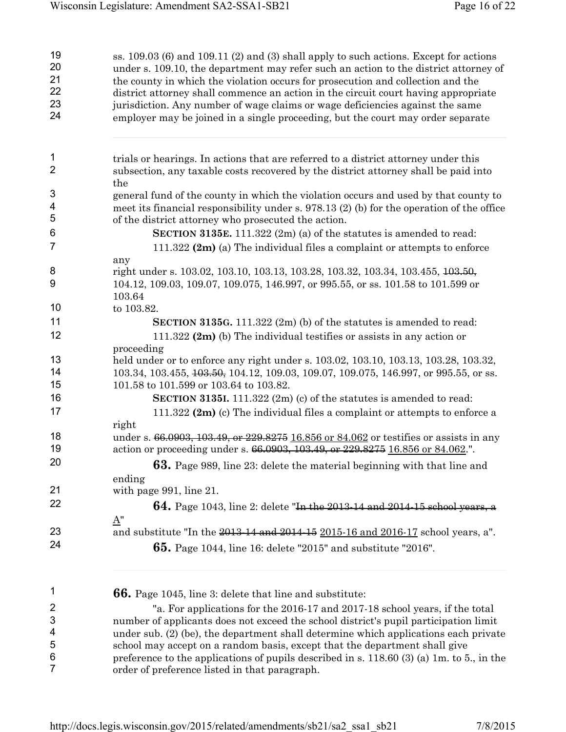ss. 109.03 (6) and 109.11 (2) and (3) shall apply to such actions. Except for actions under s. 109.10, the department may refer such an action to the district attorney of the county in which the violation occurs for prosecution and collection and the district attorney shall commence an action in the circuit court having appropriate jurisdiction. Any number of wage claims or wage deficiencies against the same employer may be joined in a single proceeding, but the court may order separate trials or hearings. In actions that are referred to a district attorney under this subsection, any taxable costs recovered by the district attorney shall be paid into the general fund of the county in which the violation occurs and used by that county to meet its financial responsibility under s. 978.13 (2) (b) for the operation of the office of the district attorney who prosecuted the action.

**SECTION 3135E.** 111.322 (2m) (a) of the statutes is amended to read:

111.322 **(2m)** (a) The individual files a complaint or attempts to enforce any right under s. 103.02, 103.10, 103.13, 103.28, 103.32, 103.34, 103.455, ~~103.50,~~ 104.12, 109.03, 109.07, 109.075, 146.997, or 995.55, or ss. 101.58 to 101.599 or 103.64 to 103.82.

**SECTION 3135G.** 111.322 (2m) (b) of the statutes is amended to read:

111.322 **(2m)** (b) The individual testifies or assists in any action or proceeding held under or to enforce any right under s. 103.02, 103.10, 103.13, 103.28, 103.32, 103.34, 103.455, ~~103.50,~~ 104.12, 109.03, 109.07, 109.075, 146.997, or 995.55, or ss. 101.58 to 101.599 or 103.64 to 103.82.

**SECTION 3135I.** 111.322 (2m) (c) of the statutes is amended to read:

111.322 **(2m)** (c) The individual files a complaint or attempts to enforce a right under s. ~~66.0903, 103.49, or 229.8275~~ <u>16.856 or 84.062</u> or testifies or assists in any action or proceeding under s. ~~66.0903, 103.49, or 229.8275~~ <u>16.856 or 84.062</u>.".

**63.** Page 989, line 23: delete the material beginning with that line and ending with page 991, line 21.

**64.** Page 1043, line 2: delete "~~In the 2013-14 and 2014-15 school years, a~~ <u>A</u>" and substitute "In the ~~2013-14 and 2014-15~~ <u>2015-16 and 2016-17</u> school years, a".

**65.** Page 1044, line 16: delete "2015" and substitute "2016".

**66.** Page 1045, line 3: delete that line and substitute:

"a. For applications for the 2016-17 and 2017-18 school years, if the total number of applicants does not exceed the school district's pupil participation limit under sub. (2) (be), the department shall determine which applications each private school may accept on a random basis, except that the department shall give preference to the applications of pupils described in s. 118.60 (3) (a) 1m. to 5., in the order of preference listed in that paragraph.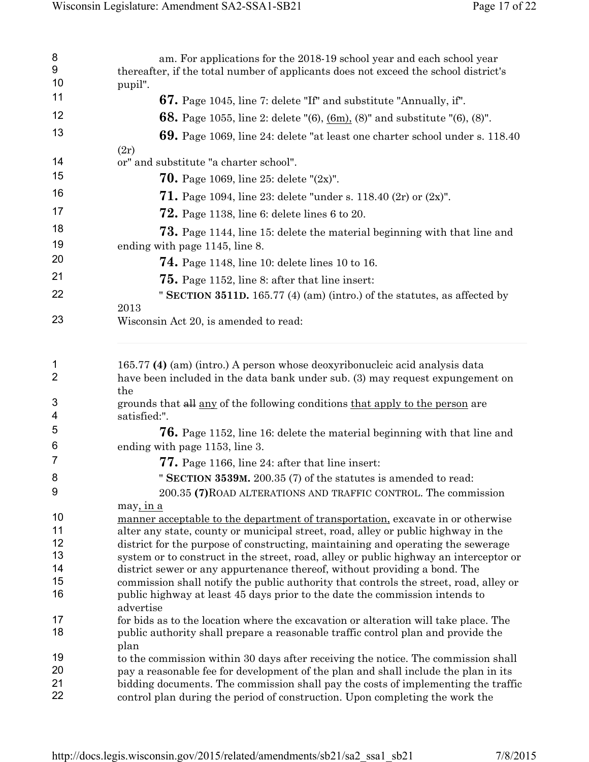am. For applications for the 2018-19 school year and each school year thereafter, if the total number of applicants does not exceed the school district's pupil".

**67.** Page 1045, line 7: delete "If" and substitute "Annually, if".

**68.** Page 1055, line 2: delete "(6), (6m), (8)" and substitute "(6), (8)".

**69.** Page 1069, line 24: delete "at least one charter school under s. 118.40 (2r) or" and substitute "a charter school".

**70.** Page 1069, line 25: delete "(2x)".

**71.** Page 1094, line 23: delete "under s. 118.40 (2r) or (2x)".

**72.** Page 1138, line 6: delete lines 6 to 20.

**73.** Page 1144, line 15: delete the material beginning with that line and ending with page 1145, line 8.

**74.** Page 1148, line 10: delete lines 10 to 16.

**75.** Page 1152, line 8: after that line insert:

" **SECTION 3511D.** 165.77 (4) (am) (intro.) of the statutes, as affected by 2013 Wisconsin Act 20, is amended to read:

165.77 **(4)** (am) (intro.) A person whose deoxyribonucleic acid analysis data have been included in the data bank under sub. (3) may request expungement on the grounds that ~~all~~ any of the following conditions that apply to the person are satisfied:".

**76.** Page 1152, line 16: delete the material beginning with that line and ending with page 1153, line 3.

**77.** Page 1166, line 24: after that line insert:

" **SECTION 3539M.** 200.35 (7) of the statutes is amended to read:

200.35 **(7)** ROAD ALTERATIONS AND TRAFFIC CONTROL. The commission may, in a manner acceptable to the department of transportation, excavate in or otherwise alter any state, county or municipal street, road, alley or public highway in the district for the purpose of constructing, maintaining and operating the sewerage system or to construct in the street, road, alley or public highway an interceptor or district sewer or any appurtenance thereof, without providing a bond. The commission shall notify the public authority that controls the street, road, alley or public highway at least 45 days prior to the date the commission intends to advertise for bids as to the location where the excavation or alteration will take place. The public authority shall prepare a reasonable traffic control plan and provide the plan to the commission within 30 days after receiving the notice. The commission shall pay a reasonable fee for development of the plan and shall include the plan in its bidding documents. The commission shall pay the costs of implementing the traffic control plan during the period of construction. Upon completing the work the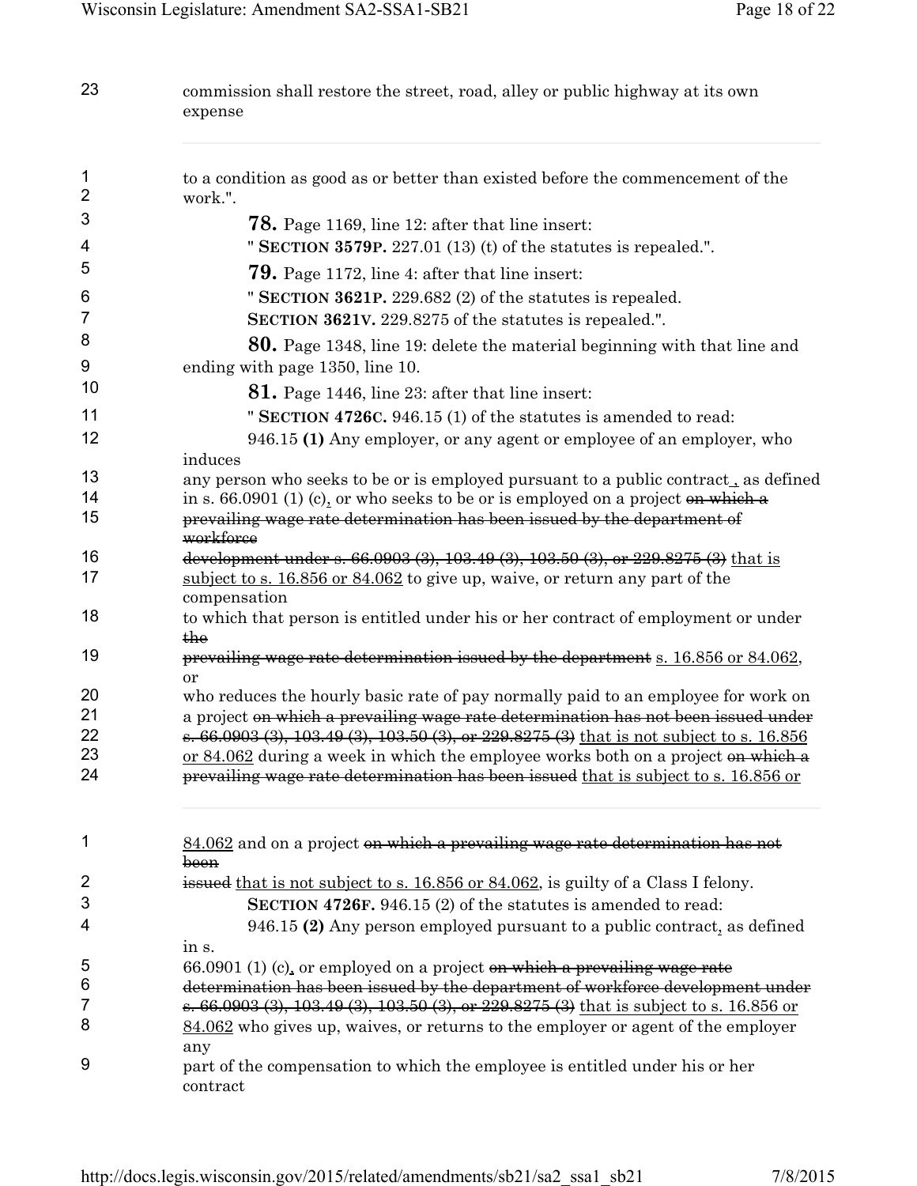commission shall restore the street, road, alley or public highway at its own expense

to a condition as good as or better than existed before the commencement of the work.".

**78.** Page 1169, line 12: after that line insert:

" **SECTION 3579P.** 227.01 (13) (t) of the statutes is repealed.".

**79.** Page 1172, line 4: after that line insert:

" **SECTION 3621P.** 229.682 (2) of the statutes is repealed.

**SECTION 3621V.** 229.8275 of the statutes is repealed.".

**80.** Page 1348, line 19: delete the material beginning with that line and ending with page 1350, line 10.

**81.** Page 1446, line 23: after that line insert:

" **SECTION 4726C.** 946.15 (1) of the statutes is amended to read:

946.15 **(1)** Any employer, or any agent or employee of an employer, who induces any person who seeks to be or is employed pursuant to a public contract, as defined in s. 66.0901 (1) (c), or who seeks to be or is employed on a project ~~on which a prevailing wage rate determination has been issued by the department of workforce development under s. 66.0903 (3), 103.49 (3), 103.50 (3), or 229.8275 (3)~~ that is subject to s. 16.856 or 84.062 to give up, waive, or return any part of the compensation to which that person is entitled under his or her contract of employment or under ~~the prevailing wage rate determination issued by the department~~ s. 16.856 or 84.062, or who reduces the hourly basic rate of pay normally paid to an employee for work on a project ~~on which a prevailing wage rate determination has not been issued under s. 66.0903 (3), 103.49 (3), 103.50 (3), or 229.8275 (3)~~ that is not subject to s. 16.856 or 84.062 during a week in which the employee works both on a project ~~on which a prevailing wage rate determination has been issued~~ that is subject to s. 16.856 or 84.062 and on a project ~~on which a prevailing wage rate determination has not been issued~~ that is not subject to s. 16.856 or 84.062, is guilty of a Class I felony.

**SECTION 4726F.** 946.15 (2) of the statutes is amended to read:

946.15 **(2)** Any person employed pursuant to a public contract, as defined in s. 66.0901 (1) (c), or employed on a project ~~on which a prevailing wage rate determination has been issued by the department of workforce development under s. 66.0903 (3), 103.49 (3), 103.50 (3), or 229.8275 (3)~~ that is subject to s. 16.856 or 84.062 who gives up, waives, or returns to the employer or agent of the employer any part of the compensation to which the employee is entitled under his or her contract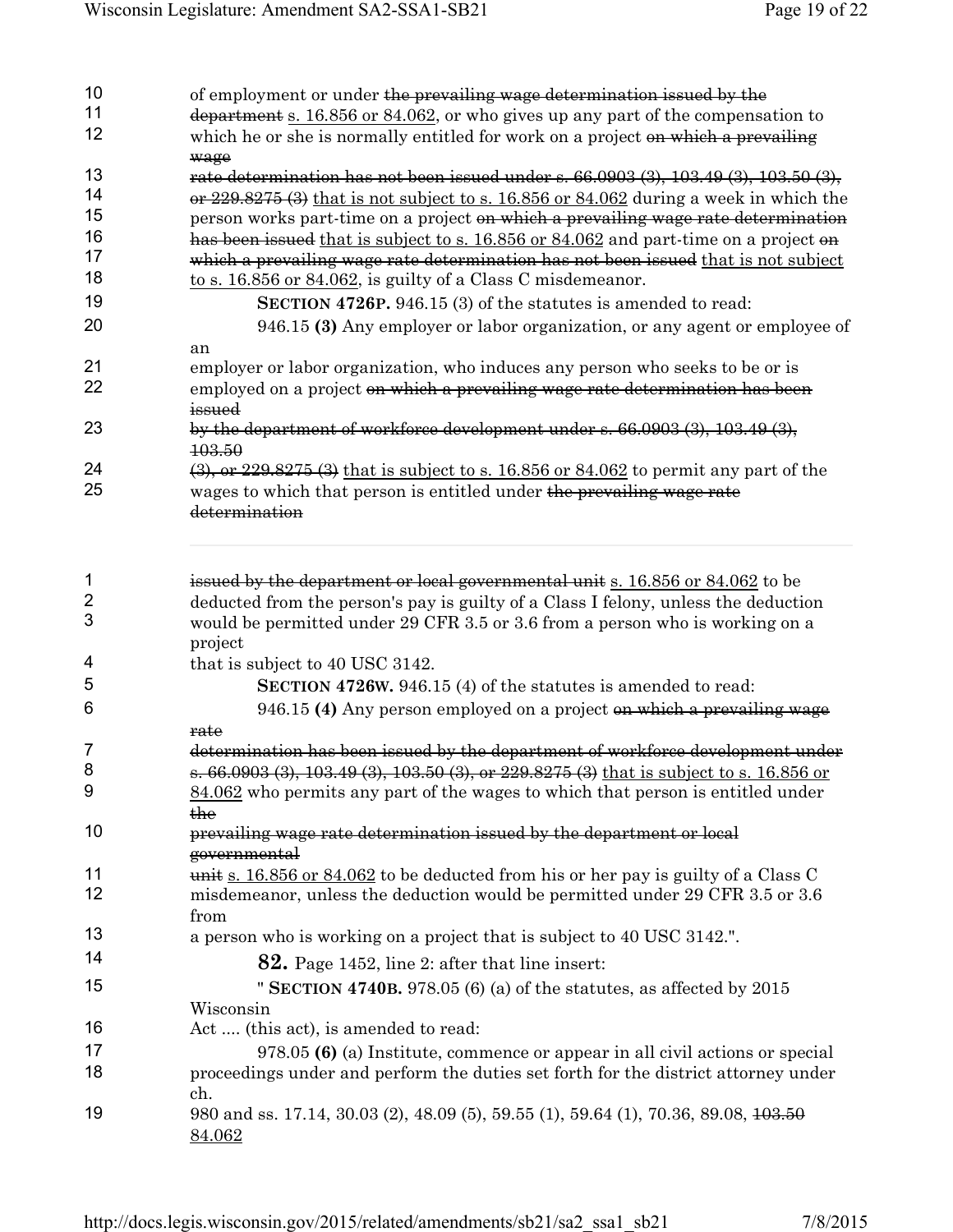of employment or under ~~the prevailing wage determination issued by the department~~ s. 16.856 or 84.062, or who gives up any part of the compensation to which he or she is normally entitled for work on a project ~~on which a prevailing wage rate determination has not been issued under s. 66.0903 (3), 103.49 (3), 103.50 (3), or 229.8275 (3)~~ that is not subject to s. 16.856 or 84.062 during a week in which the person works part-time on a project ~~on which a prevailing wage rate determination has been issued~~ that is subject to s. 16.856 or 84.062 and part-time on a project ~~on which a prevailing wage rate determination has not been issued~~ that is not subject to s. 16.856 or 84.062, is guilty of a Class C misdemeanor.

**SECTION 4726P.** 946.15 (3) of the statutes is amended to read:

946.15 **(3)** Any employer or labor organization, or any agent or employee of an employer or labor organization, who induces any person who seeks to be or is employed on a project ~~on which a prevailing wage rate determination has been issued by the department of workforce development under s. 66.0903 (3), 103.49 (3), 103.50 (3), or 229.8275 (3)~~ that is subject to s. 16.856 or 84.062 to permit any part of the wages to which that person is entitled under ~~the prevailing wage rate determination issued by the department or local governmental unit~~ s. 16.856 or 84.062 to be deducted from the person's pay is guilty of a Class I felony, unless the deduction would be permitted under 29 CFR 3.5 or 3.6 from a person who is working on a project that is subject to 40 USC 3142.

**SECTION 4726W.** 946.15 (4) of the statutes is amended to read:

946.15 **(4)** Any person employed on a project ~~on which a prevailing wage rate determination has been issued by the department of workforce development under s. 66.0903 (3), 103.49 (3), 103.50 (3), or 229.8275 (3)~~ that is subject to s. 16.856 or 84.062 who permits any part of the wages to which that person is entitled under ~~the prevailing wage rate determination issued by the department or local governmental unit~~ s. 16.856 or 84.062 to be deducted from his or her pay is guilty of a Class C misdemeanor, unless the deduction would be permitted under 29 CFR 3.5 or 3.6 from a person who is working on a project that is subject to 40 USC 3142.".

**82.** Page 1452, line 2: after that line insert:

" **SECTION 4740B.** 978.05 (6) (a) of the statutes, as affected by 2015 Wisconsin Act .... (this act), is amended to read:

978.05 **(6)** (a) Institute, commence or appear in all civil actions or special proceedings under and perform the duties set forth for the district attorney under ch. 980 and ss. 17.14, 30.03 (2), 48.09 (5), 59.55 (1), 59.64 (1), 70.36, 89.08, ~~103.50~~ 84.062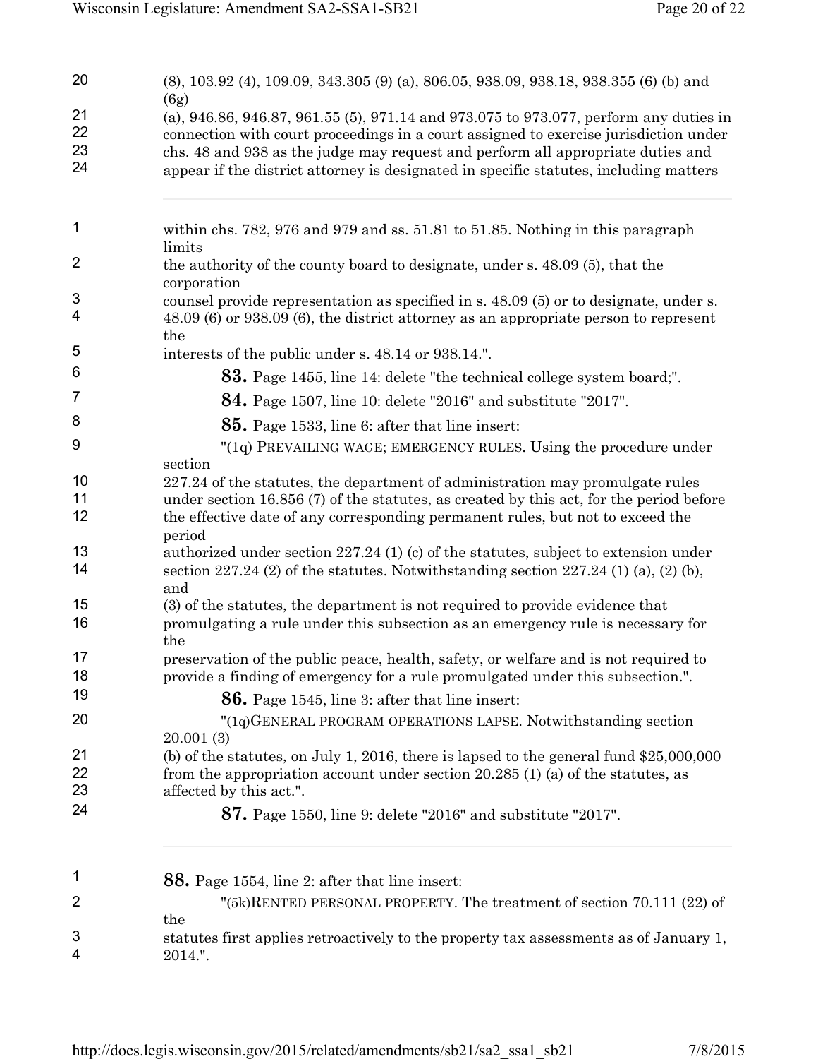(8), 103.92 (4), 109.09, 343.305 (9) (a), 806.05, 938.09, 938.18, 938.355 (6) (b) and (6g) (a), 946.86, 946.87, 961.55 (5), 971.14 and 973.075 to 973.077, perform any duties in connection with court proceedings in a court assigned to exercise jurisdiction under chs. 48 and 938 as the judge may request and perform all appropriate duties and appear if the district attorney is designated in specific statutes, including matters within chs. 782, 976 and 979 and ss. 51.81 to 51.85. Nothing in this paragraph limits the authority of the county board to designate, under s. 48.09 (5), that the corporation counsel provide representation as specified in s. 48.09 (5) or to designate, under s. 48.09 (6) or 938.09 (6), the district attorney as an appropriate person to represent the interests of the public under s. 48.14 or 938.14.".

**83.** Page 1455, line 14: delete "the technical college system board;".

**84.** Page 1507, line 10: delete "2016" and substitute "2017".

**85.** Page 1533, line 6: after that line insert:

"(1q) PREVAILING WAGE; EMERGENCY RULES. Using the procedure under section 227.24 of the statutes, the department of administration may promulgate rules under section 16.856 (7) of the statutes, as created by this act, for the period before the effective date of any corresponding permanent rules, but not to exceed the period authorized under section 227.24 (1) (c) of the statutes, subject to extension under section 227.24 (2) of the statutes. Notwithstanding section 227.24 (1) (a), (2) (b), and (3) of the statutes, the department is not required to provide evidence that promulgating a rule under this subsection as an emergency rule is necessary for the preservation of the public peace, health, safety, or welfare and is not required to provide a finding of emergency for a rule promulgated under this subsection.".

**86.** Page 1545, line 3: after that line insert:

"(1q)GENERAL PROGRAM OPERATIONS LAPSE. Notwithstanding section 20.001 (3) (b) of the statutes, on July 1, 2016, there is lapsed to the general fund $25,000,000 from the appropriation account under section 20.285 (1) (a) of the statutes, as affected by this act.".

**87.** Page 1550, line 9: delete "2016" and substitute "2017".

**88.** Page 1554, line 2: after that line insert:

"(5k)RENTED PERSONAL PROPERTY. The treatment of section 70.111 (22) of the statutes first applies retroactively to the property tax assessments as of January 1, 2014.".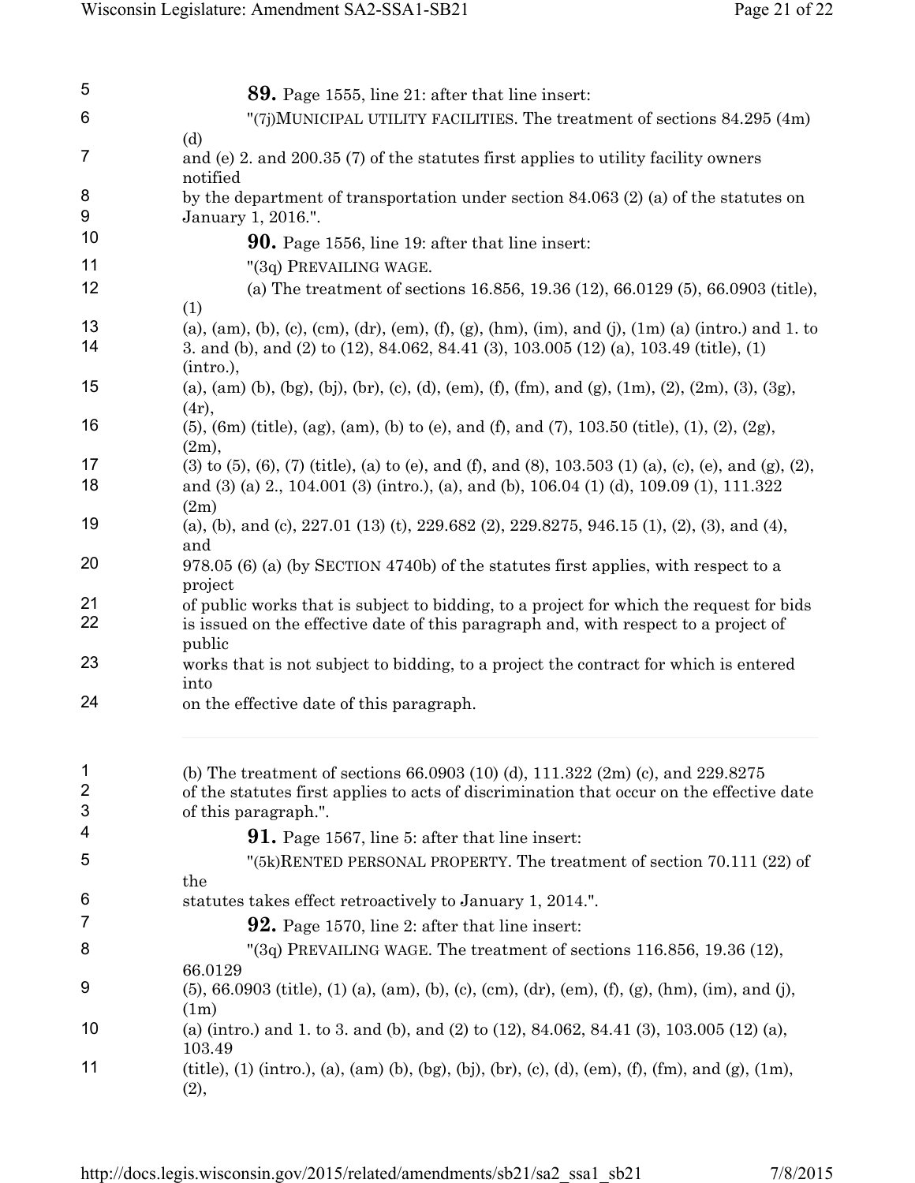**89.** Page 1555, line 21: after that line insert:

"(7j) MUNICIPAL UTILITY FACILITIES. The treatment of sections 84.295 (4m) (d) and (e) 2. and 200.35 (7) of the statutes first applies to utility facility owners notified by the department of transportation under section 84.063 (2) (a) of the statutes on January 1, 2016.".

**90.** Page 1556, line 19: after that line insert:

"(3q) PREVAILING WAGE.

(a) The treatment of sections 16.856, 19.36 (12), 66.0129 (5), 66.0903 (title), (1) (a), (am), (b), (c), (cm), (dr), (em), (f), (g), (hm), (im), and (j), (1m) (a) (intro.) and 1. to 3. and (b), and (2) to (12), 84.062, 84.41 (3), 103.005 (12) (a), 103.49 (title), (1) (intro.), (a), (am) (b), (bg), (bj), (br), (c), (d), (em), (f), (fm), and (g), (1m), (2), (2m), (3), (3g), (4r), (5), (6m) (title), (ag), (am), (b) to (e), and (f), and (7), 103.50 (title), (1), (2), (2g), (2m), (3) to (5), (6), (7) (title), (a) to (e), and (f), and (8), 103.503 (1) (a), (c), (e), and (g), (2), and (3) (a) 2., 104.001 (3) (intro.), (a), and (b), 106.04 (1) (d), 109.09 (1), 111.322 (2m) (a), (b), and (c), 227.01 (13) (t), 229.682 (2), 229.8275, 946.15 (1), (2), (3), and (4), and 978.05 (6) (a) (by SECTION 4740b) of the statutes first applies, with respect to a project of public works that is subject to bidding, to a project for which the request for bids is issued on the effective date of this paragraph and, with respect to a project of public works that is not subject to bidding, to a project the contract for which is entered into on the effective date of this paragraph.

(b) The treatment of sections 66.0903 (10) (d), 111.322 (2m) (c), and 229.8275 of the statutes first applies to acts of discrimination that occur on the effective date of this paragraph.".

**91.** Page 1567, line 5: after that line insert:

"(5k) RENTED PERSONAL PROPERTY. The treatment of section 70.111 (22) of the statutes takes effect retroactively to January 1, 2014.".

**92.** Page 1570, line 2: after that line insert:

"(3q) PREVAILING WAGE. The treatment of sections 116.856, 19.36 (12), 66.0129 (5), 66.0903 (title), (1) (a), (am), (b), (c), (cm), (dr), (em), (f), (g), (hm), (im), and (j), (1m) (a) (intro.) and 1. to 3. and (b), and (2) to (12), 84.062, 84.41 (3), 103.005 (12) (a), 103.49 (title), (1) (intro.), (a), (am) (b), (bg), (bj), (br), (c), (d), (em), (f), (fm), and (g), (1m), (2),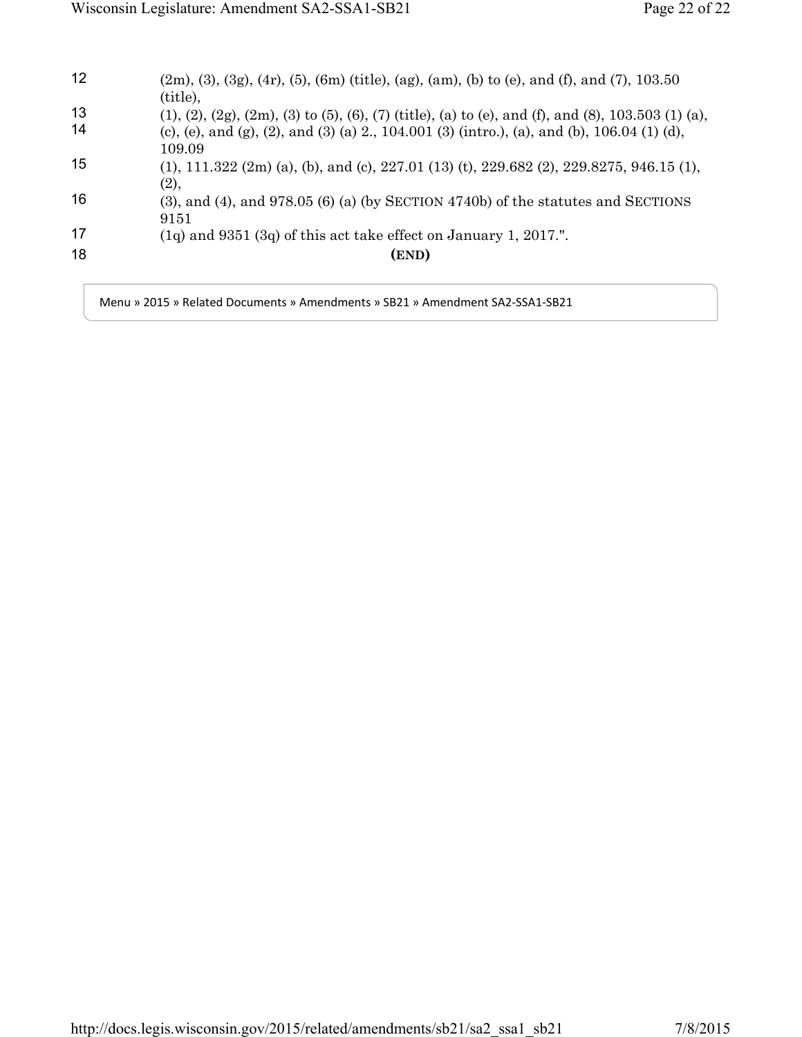12 (2m), (3), (3g), (4r), (5), (6m) (title), (ag), (am), (b) to (e), and (f), and (7), 103.50 (title),

13 (1), (2), (2g), (2m), (3) to (5), (6), (7) (title), (a) to (e), and (f), and (8), 103.503 (1) (a),

14 (c), (e), and (g), (2), and (3) (a) 2., 104.001 (3) (intro.), (a), and (b), 106.04 (1) (d), 109.09

15 (1), 111.322 (2m) (a), (b), and (c), 227.01 (13) (t), 229.682 (2), 229.8275, 946.15 (1), (2),

16 (3), and (4), and 978.05 (6) (a) (by SECTION 4740b) of the statutes and SECTIONS 9151

17 (1q) and 9351 (3q) of this act take effect on January 1, 2017.".

18 **(END)**

Menu » 2015 » Related Documents » Amendments » SB21 » Amendment SA2-SSA1-SB21